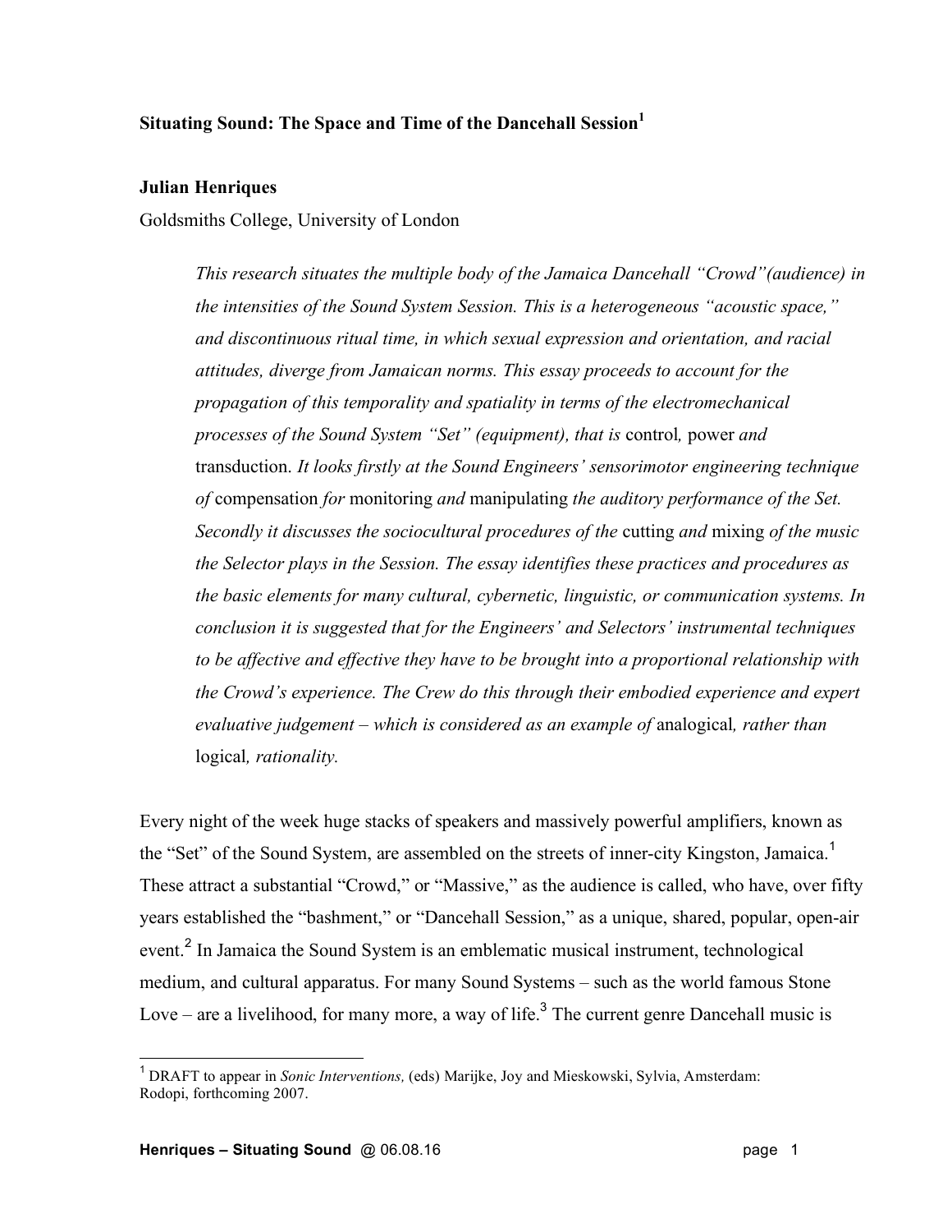# Situating Sound: The Space and Time of the Dancehall Session[1]

**Julian Henriques**

Goldsmiths College, University of London

> *This research situates the multiple body of the Jamaica Dancehall "Crowd"(audience) in the intensities of the Sound System Session. This is a heterogeneous "acoustic space," and discontinuous ritual time, in which sexual expression and orientation, and racial attitudes, diverge from Jamaican norms. This essay proceeds to account for the propagation of this temporality and spatiality in terms of the electromechanical processes of the Sound System "Set" (equipment), that is* control*,* power *and* transduction*. It looks firstly at the Sound Engineers' sensorimotor engineering technique of* compensation *for* monitoring *and* manipulating *the auditory performance of the Set. Secondly it discusses the sociocultural procedures of the* cutting *and* mixing *of the music the Selector plays in the Session. The essay identifies these practices and procedures as the basic elements for many cultural, cybernetic, linguistic, or communication systems. In conclusion it is suggested that for the Engineers' and Selectors' instrumental techniques to be affective and effective they have to be brought into a proportional relationship with the Crowd's experience. The Crew do this through their embodied experience and expert evaluative judgement – which is considered as an example of* analogical*, rather than* logical*, rationality.*

Every night of the week huge stacks of speakers and massively powerful amplifiers, known as the "Set" of the Sound System, are assembled on the streets of inner-city Kingston, Jamaica.[1] These attract a substantial "Crowd," or "Massive," as the audience is called, who have, over fifty years established the "bashment," or "Dancehall Session," as a unique, shared, popular, open-air event.[2] In Jamaica the Sound System is an emblematic musical instrument, technological medium, and cultural apparatus. For many Sound Systems – such as the world famous Stone Love – are a livelihood, for many more, a way of life.[3] The current genre Dancehall music is

---

[1] DRAFT to appear in *Sonic Interventions,* (eds) Marijke, Joy and Mieskowski, Sylvia, Amsterdam: Rodopi, forthcoming 2007.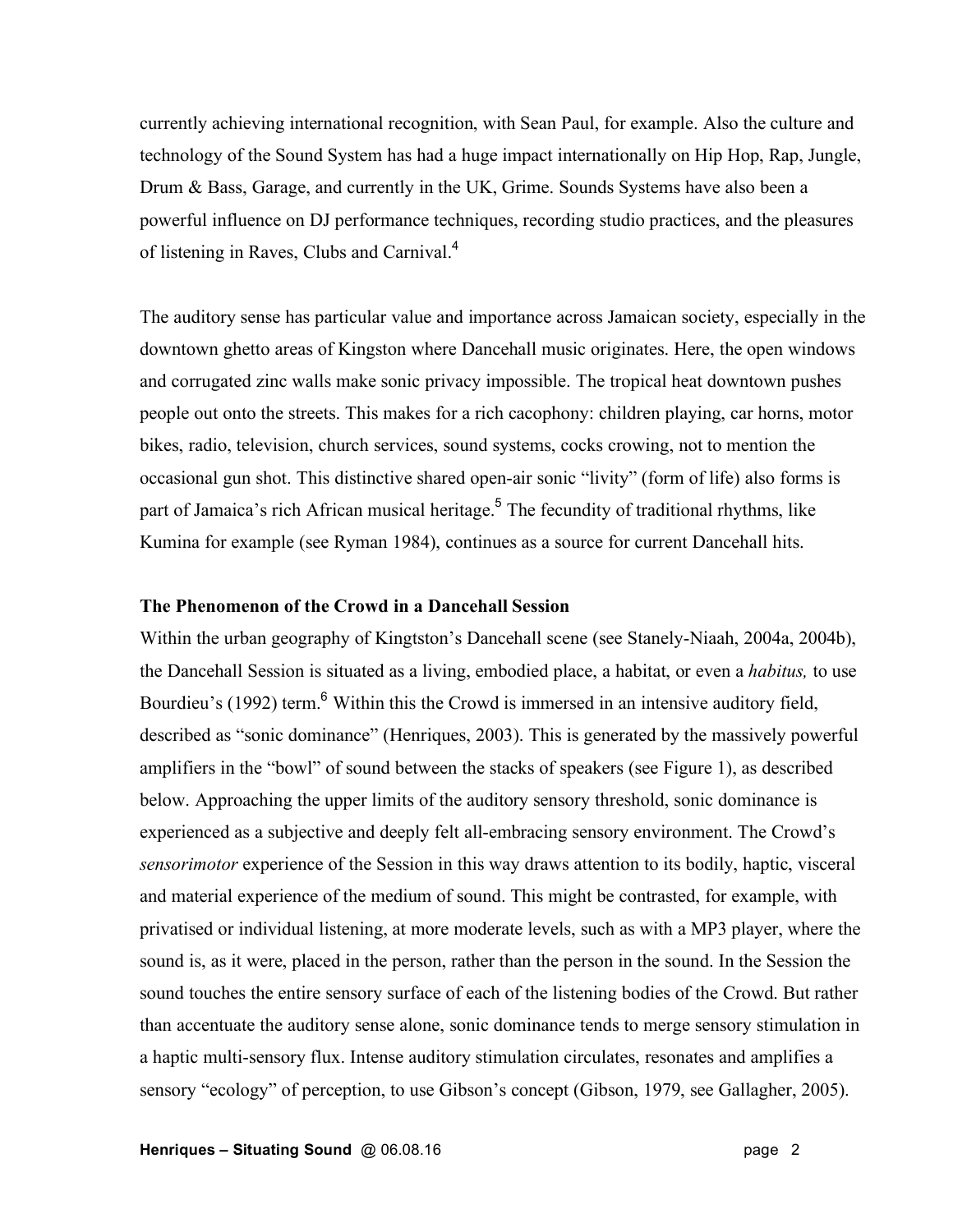currently achieving international recognition, with Sean Paul, for example. Also the culture and technology of the Sound System has had a huge impact internationally on Hip Hop, Rap, Jungle, Drum & Bass, Garage, and currently in the UK, Grime. Sounds Systems have also been a powerful influence on DJ performance techniques, recording studio practices, and the pleasures of listening in Raves, Clubs and Carnival.[4]

The auditory sense has particular value and importance across Jamaican society, especially in the downtown ghetto areas of Kingston where Dancehall music originates. Here, the open windows and corrugated zinc walls make sonic privacy impossible. The tropical heat downtown pushes people out onto the streets. This makes for a rich cacophony: children playing, car horns, motor bikes, radio, television, church services, sound systems, cocks crowing, not to mention the occasional gun shot. This distinctive shared open-air sonic "livity" (form of life) also forms is part of Jamaica's rich African musical heritage.[5] The fecundity of traditional rhythms, like Kumina for example (see Ryman 1984), continues as a source for current Dancehall hits.

**The Phenomenon of the Crowd in a Dancehall Session**

Within the urban geography of Kingtston's Dancehall scene (see Stanely-Niaah, 2004a, 2004b), the Dancehall Session is situated as a living, embodied place, a habitat, or even a *habitus,* to use Bourdieu's (1992) term.[6] Within this the Crowd is immersed in an intensive auditory field, described as "sonic dominance" (Henriques, 2003). This is generated by the massively powerful amplifiers in the "bowl" of sound between the stacks of speakers (see Figure 1), as described below. Approaching the upper limits of the auditory sensory threshold, sonic dominance is experienced as a subjective and deeply felt all-embracing sensory environment. The Crowd's *sensorimotor* experience of the Session in this way draws attention to its bodily, haptic, visceral and material experience of the medium of sound. This might be contrasted, for example, with privatised or individual listening, at more moderate levels, such as with a MP3 player, where the sound is, as it were, placed in the person, rather than the person in the sound. In the Session the sound touches the entire sensory surface of each of the listening bodies of the Crowd. But rather than accentuate the auditory sense alone, sonic dominance tends to merge sensory stimulation in a haptic multi-sensory flux. Intense auditory stimulation circulates, resonates and amplifies a sensory "ecology" of perception, to use Gibson's concept (Gibson, 1979, see Gallagher, 2005).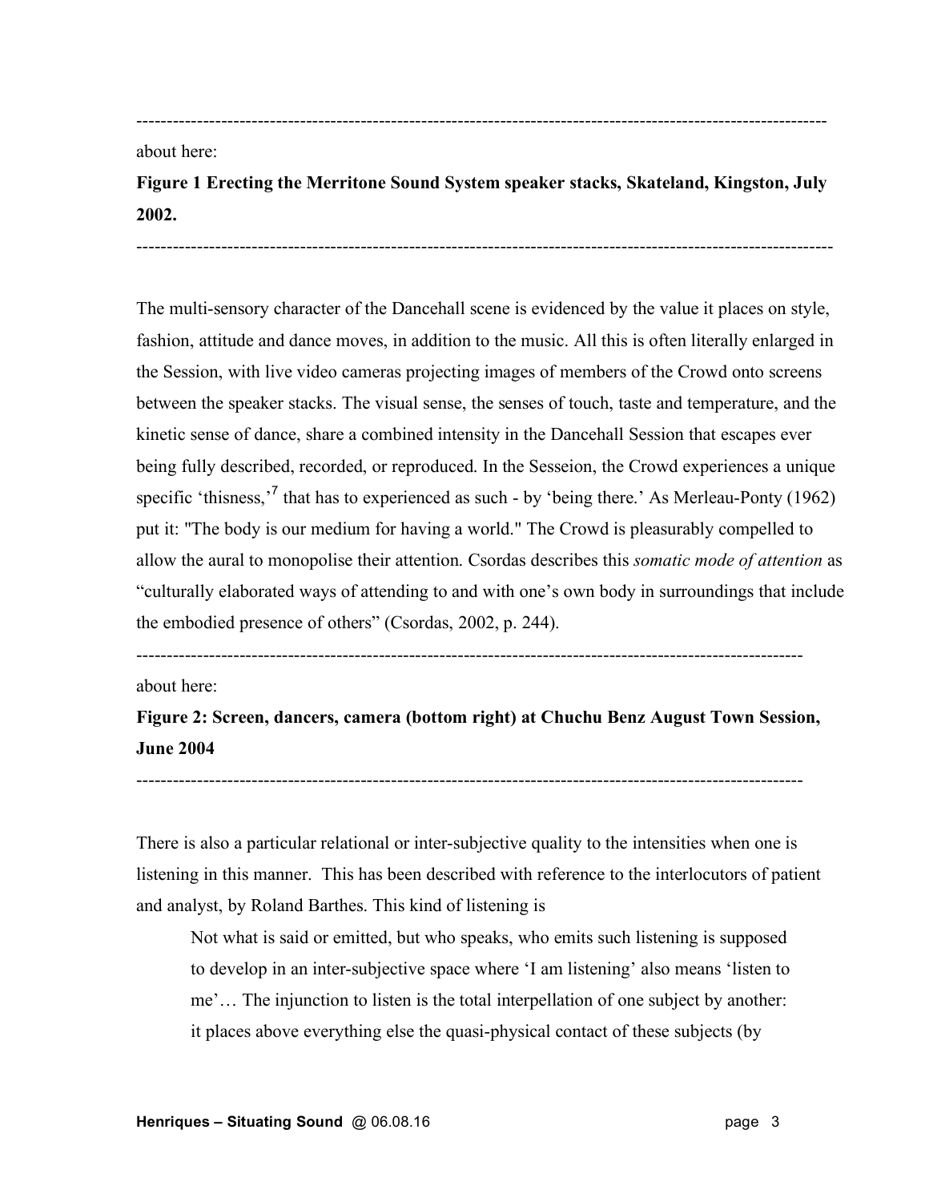---

about here:

**Figure 1 Erecting the Merritone Sound System speaker stacks, Skateland, Kingston, July 2002.**

---

The multi-sensory character of the Dancehall scene is evidenced by the value it places on style, fashion, attitude and dance moves, in addition to the music. All this is often literally enlarged in the Session, with live video cameras projecting images of members of the Crowd onto screens between the speaker stacks. The visual sense, the senses of touch, taste and temperature, and the kinetic sense of dance, share a combined intensity in the Dancehall Session that escapes ever being fully described, recorded, or reproduced. In the Sesseion, the Crowd experiences a unique specific 'thisness,'[7] that has to experienced as such - by 'being there.' As Merleau-Ponty (1962) put it: "The body is our medium for having a world." The Crowd is pleasurably compelled to allow the aural to monopolise their attention. Csordas describes this *somatic mode of attention* as "culturally elaborated ways of attending to and with one's own body in surroundings that include the embodied presence of others" (Csordas, 2002, p. 244).

---

about here:

**Figure 2: Screen, dancers, camera (bottom right) at Chuchu Benz August Town Session, June 2004**

---

There is also a particular relational or inter-subjective quality to the intensities when one is listening in this manner. This has been described with reference to the interlocutors of patient and analyst, by Roland Barthes. This kind of listening is

> Not what is said or emitted, but who speaks, who emits such listening is supposed to develop in an inter-subjective space where 'I am listening' also means 'listen to me'… The injunction to listen is the total interpellation of one subject by another: it places above everything else the quasi-physical contact of these subjects (by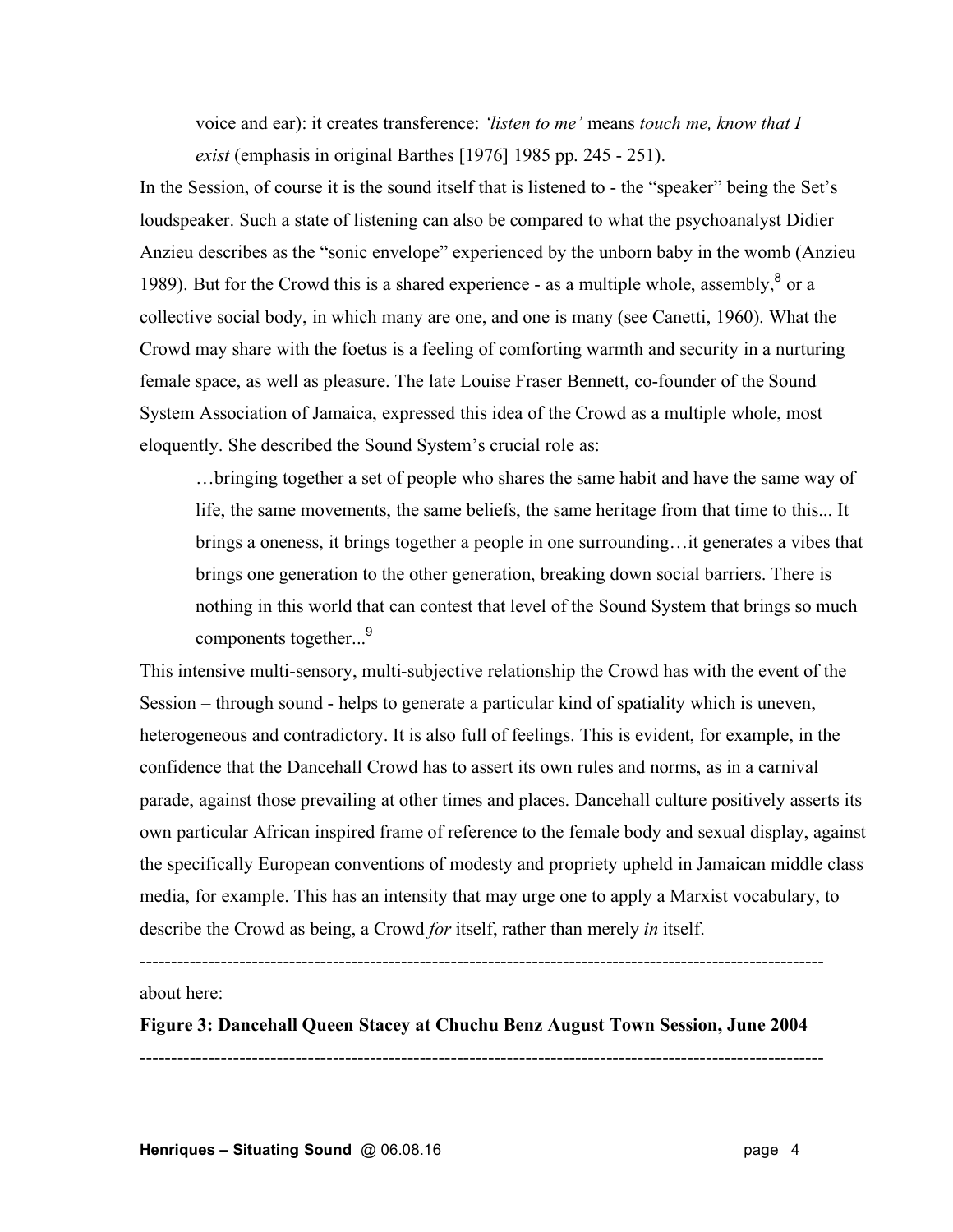> voice and ear): it creates transference: *'listen to me'* means *touch me, know that I exist* (emphasis in original Barthes [1976] 1985 pp. 245 - 251).

In the Session, of course it is the sound itself that is listened to - the "speaker" being the Set's loudspeaker. Such a state of listening can also be compared to what the psychoanalyst Didier Anzieu describes as the "sonic envelope" experienced by the unborn baby in the womb (Anzieu 1989). But for the Crowd this is a shared experience - as a multiple whole, assembly,[8] or a collective social body, in which many are one, and one is many (see Canetti, 1960). What the Crowd may share with the foetus is a feeling of comforting warmth and security in a nurturing female space, as well as pleasure. The late Louise Fraser Bennett, co-founder of the Sound System Association of Jamaica, expressed this idea of the Crowd as a multiple whole, most eloquently. She described the Sound System's crucial role as:

> …bringing together a set of people who shares the same habit and have the same way of life, the same movements, the same beliefs, the same heritage from that time to this... It brings a oneness, it brings together a people in one surrounding…it generates a vibes that brings one generation to the other generation, breaking down social barriers. There is nothing in this world that can contest that level of the Sound System that brings so much components together...[9]

This intensive multi-sensory, multi-subjective relationship the Crowd has with the event of the Session – through sound - helps to generate a particular kind of spatiality which is uneven, heterogeneous and contradictory. It is also full of feelings. This is evident, for example, in the confidence that the Dancehall Crowd has to assert its own rules and norms, as in a carnival parade, against those prevailing at other times and places. Dancehall culture positively asserts its own particular African inspired frame of reference to the female body and sexual display, against the specifically European conventions of modesty and propriety upheld in Jamaican middle class media, for example. This has an intensity that may urge one to apply a Marxist vocabulary, to describe the Crowd as being, a Crowd *for* itself, rather than merely *in* itself.

---

about here:

**Figure 3: Dancehall Queen Stacey at Chuchu Benz August Town Session, June 2004**

---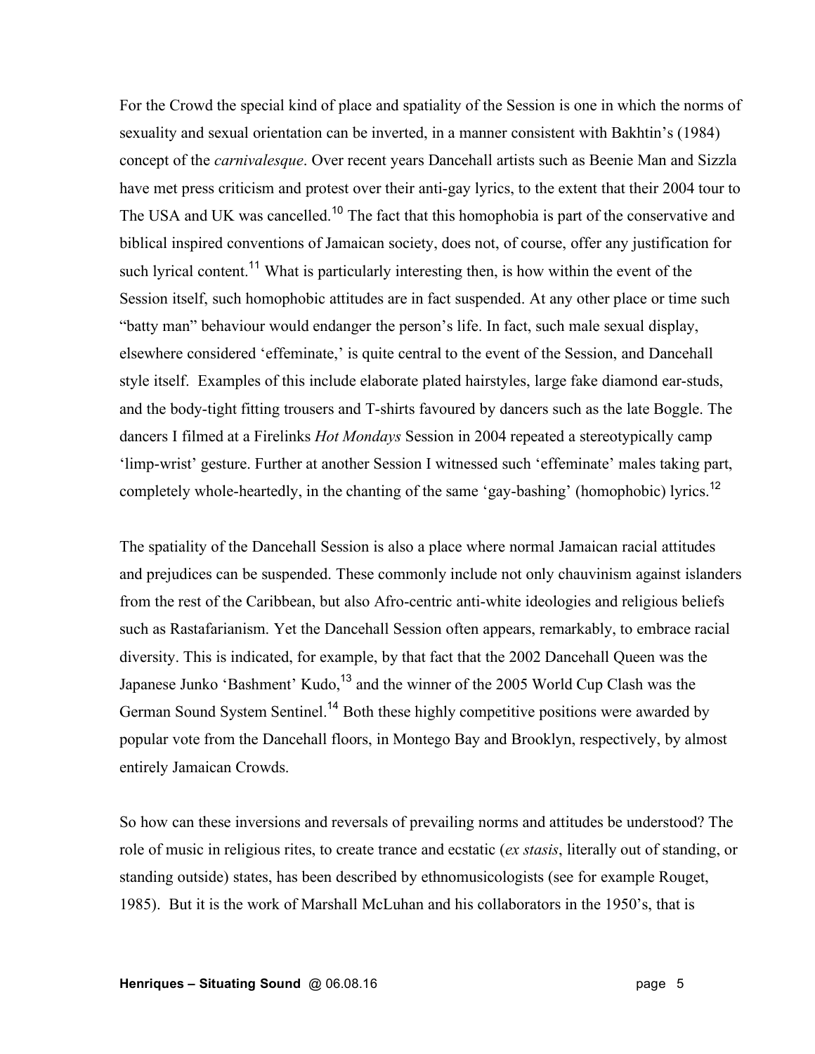For the Crowd the special kind of place and spatiality of the Session is one in which the norms of sexuality and sexual orientation can be inverted, in a manner consistent with Bakhtin's (1984) concept of the *carnivalesque*. Over recent years Dancehall artists such as Beenie Man and Sizzla have met press criticism and protest over their anti-gay lyrics, to the extent that their 2004 tour to The USA and UK was cancelled.[10] The fact that this homophobia is part of the conservative and biblical inspired conventions of Jamaican society, does not, of course, offer any justification for such lyrical content.[11] What is particularly interesting then, is how within the event of the Session itself, such homophobic attitudes are in fact suspended. At any other place or time such "batty man" behaviour would endanger the person's life. In fact, such male sexual display, elsewhere considered 'effeminate,' is quite central to the event of the Session, and Dancehall style itself. Examples of this include elaborate plated hairstyles, large fake diamond ear-studs, and the body-tight fitting trousers and T-shirts favoured by dancers such as the late Boggle. The dancers I filmed at a Firelinks *Hot Mondays* Session in 2004 repeated a stereotypically camp 'limp-wrist' gesture. Further at another Session I witnessed such 'effeminate' males taking part, completely whole-heartedly, in the chanting of the same 'gay-bashing' (homophobic) lyrics.[12]

The spatiality of the Dancehall Session is also a place where normal Jamaican racial attitudes and prejudices can be suspended. These commonly include not only chauvinism against islanders from the rest of the Caribbean, but also Afro-centric anti-white ideologies and religious beliefs such as Rastafarianism. Yet the Dancehall Session often appears, remarkably, to embrace racial diversity. This is indicated, for example, by that fact that the 2002 Dancehall Queen was the Japanese Junko 'Bashment' Kudo,[13] and the winner of the 2005 World Cup Clash was the German Sound System Sentinel.[14] Both these highly competitive positions were awarded by popular vote from the Dancehall floors, in Montego Bay and Brooklyn, respectively, by almost entirely Jamaican Crowds.

So how can these inversions and reversals of prevailing norms and attitudes be understood? The role of music in religious rites, to create trance and ecstatic (*ex stasis*, literally out of standing, or standing outside) states, has been described by ethnomusicologists (see for example Rouget, 1985). But it is the work of Marshall McLuhan and his collaborators in the 1950's, that is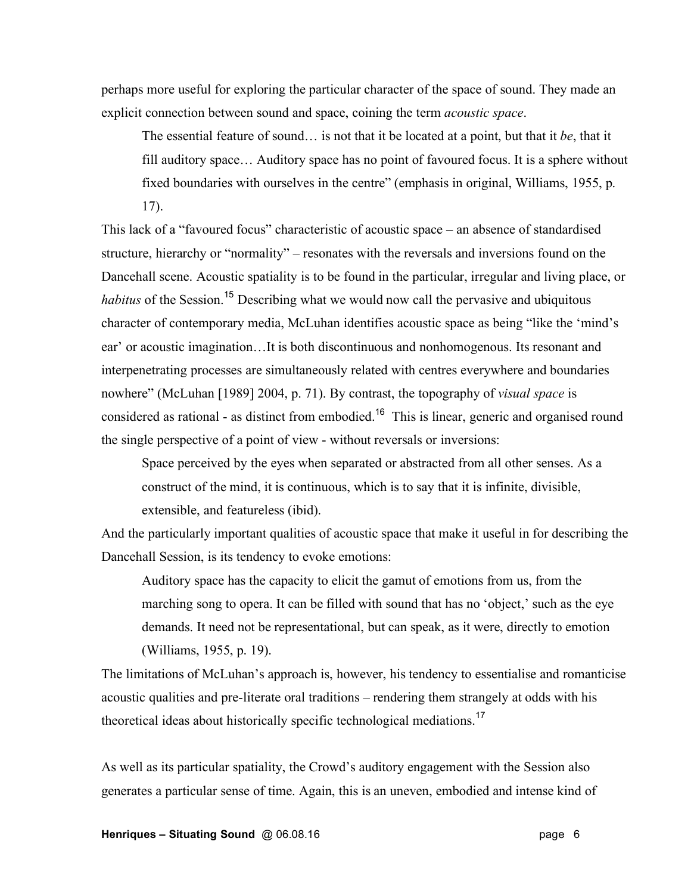perhaps more useful for exploring the particular character of the space of sound. They made an explicit connection between sound and space, coining the term *acoustic space*.

> The essential feature of sound… is not that it be located at a point, but that it *be*, that it fill auditory space… Auditory space has no point of favoured focus. It is a sphere without fixed boundaries with ourselves in the centre" (emphasis in original, Williams, 1955, p. 17).

This lack of a "favoured focus" characteristic of acoustic space – an absence of standardised structure, hierarchy or "normality" – resonates with the reversals and inversions found on the Dancehall scene. Acoustic spatiality is to be found in the particular, irregular and living place, or *habitus* of the Session.[15] Describing what we would now call the pervasive and ubiquitous character of contemporary media, McLuhan identifies acoustic space as being "like the 'mind's ear' or acoustic imagination…It is both discontinuous and nonhomogenous. Its resonant and interpenetrating processes are simultaneously related with centres everywhere and boundaries nowhere" (McLuhan [1989] 2004, p. 71). By contrast, the topography of *visual space* is considered as rational - as distinct from embodied.[16] This is linear, generic and organised round the single perspective of a point of view - without reversals or inversions:

> Space perceived by the eyes when separated or abstracted from all other senses. As a construct of the mind, it is continuous, which is to say that it is infinite, divisible, extensible, and featureless (ibid).

And the particularly important qualities of acoustic space that make it useful in for describing the Dancehall Session, is its tendency to evoke emotions:

> Auditory space has the capacity to elicit the gamut of emotions from us, from the marching song to opera. It can be filled with sound that has no 'object,' such as the eye demands. It need not be representational, but can speak, as it were, directly to emotion (Williams, 1955, p. 19).

The limitations of McLuhan's approach is, however, his tendency to essentialise and romanticise acoustic qualities and pre-literate oral traditions – rendering them strangely at odds with his theoretical ideas about historically specific technological mediations.[17]

As well as its particular spatiality, the Crowd's auditory engagement with the Session also generates a particular sense of time. Again, this is an uneven, embodied and intense kind of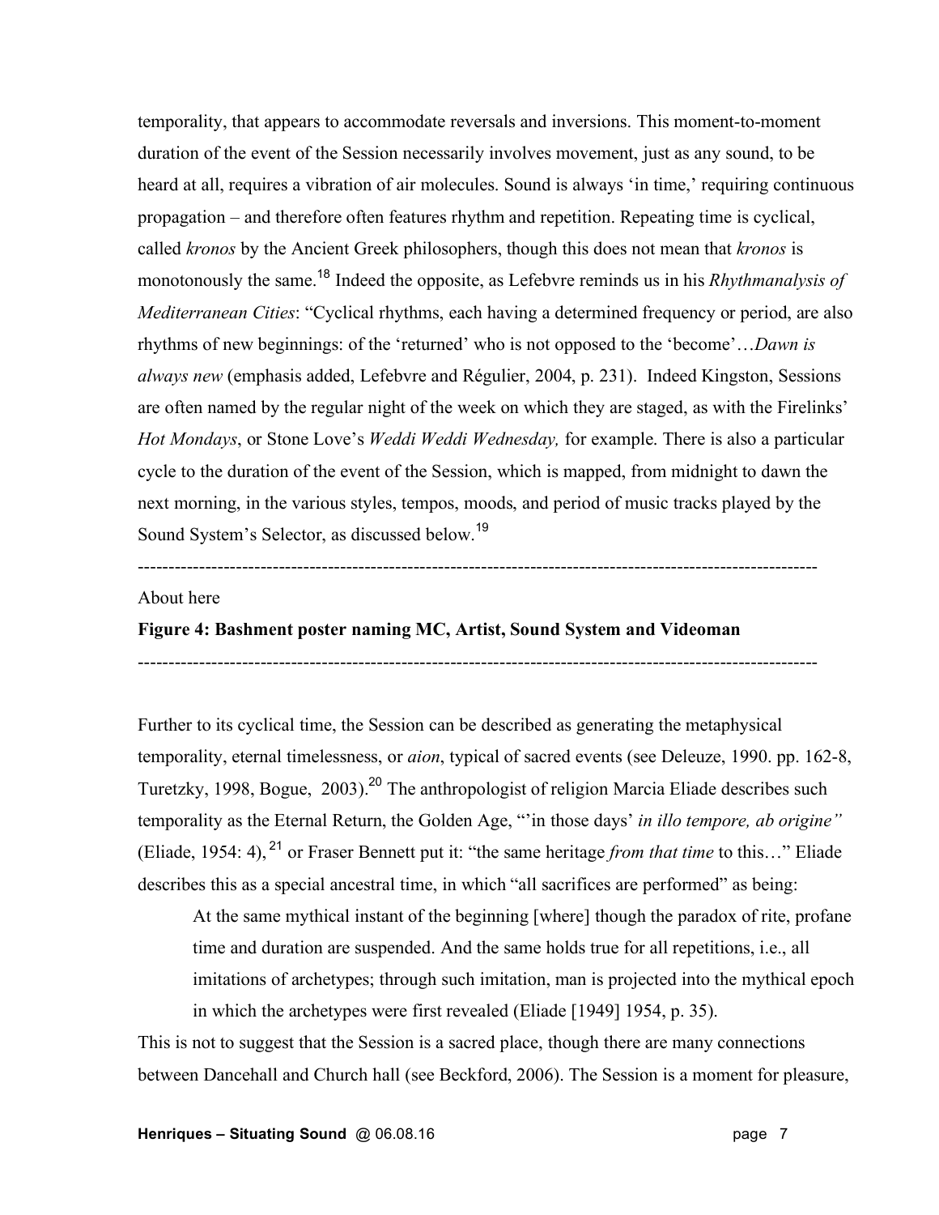temporality, that appears to accommodate reversals and inversions. This moment-to-moment duration of the event of the Session necessarily involves movement, just as any sound, to be heard at all, requires a vibration of air molecules. Sound is always 'in time,' requiring continuous propagation – and therefore often features rhythm and repetition. Repeating time is cyclical, called *kronos* by the Ancient Greek philosophers, though this does not mean that *kronos* is monotonously the same.[18] Indeed the opposite, as Lefebvre reminds us in his *Rhythmanalysis of Mediterranean Cities*: "Cyclical rhythms, each having a determined frequency or period, are also rhythms of new beginnings: of the 'returned' who is not opposed to the 'become'…*Dawn is always new* (emphasis added, Lefebvre and Régulier, 2004, p. 231). Indeed Kingston, Sessions are often named by the regular night of the week on which they are staged, as with the Firelinks' *Hot Mondays*, or Stone Love's *Weddi Weddi Wednesday,* for example. There is also a particular cycle to the duration of the event of the Session, which is mapped, from midnight to dawn the next morning, in the various styles, tempos, moods, and period of music tracks played by the Sound System's Selector, as discussed below.[19]

---------------------------------------------------------------------------------------------------------------

About here

**Figure 4: Bashment poster naming MC, Artist, Sound System and Videoman**

---------------------------------------------------------------------------------------------------------------

Further to its cyclical time, the Session can be described as generating the metaphysical temporality, eternal timelessness, or *aion*, typical of sacred events (see Deleuze, 1990. pp. 162-8, Turetzky, 1998, Bogue, 2003).[20] The anthropologist of religion Marcia Eliade describes such temporality as the Eternal Return, the Golden Age, "'in those days' *in illo tempore, ab origine"* (Eliade, 1954: 4), [21] or Fraser Bennett put it: "the same heritage *from that time* to this…" Eliade describes this as a special ancestral time, in which "all sacrifices are performed" as being:

> At the same mythical instant of the beginning [where] though the paradox of rite, profane time and duration are suspended. And the same holds true for all repetitions, i.e., all imitations of archetypes; through such imitation, man is projected into the mythical epoch in which the archetypes were first revealed (Eliade [1949] 1954, p. 35).

This is not to suggest that the Session is a sacred place, though there are many connections between Dancehall and Church hall (see Beckford, 2006). The Session is a moment for pleasure,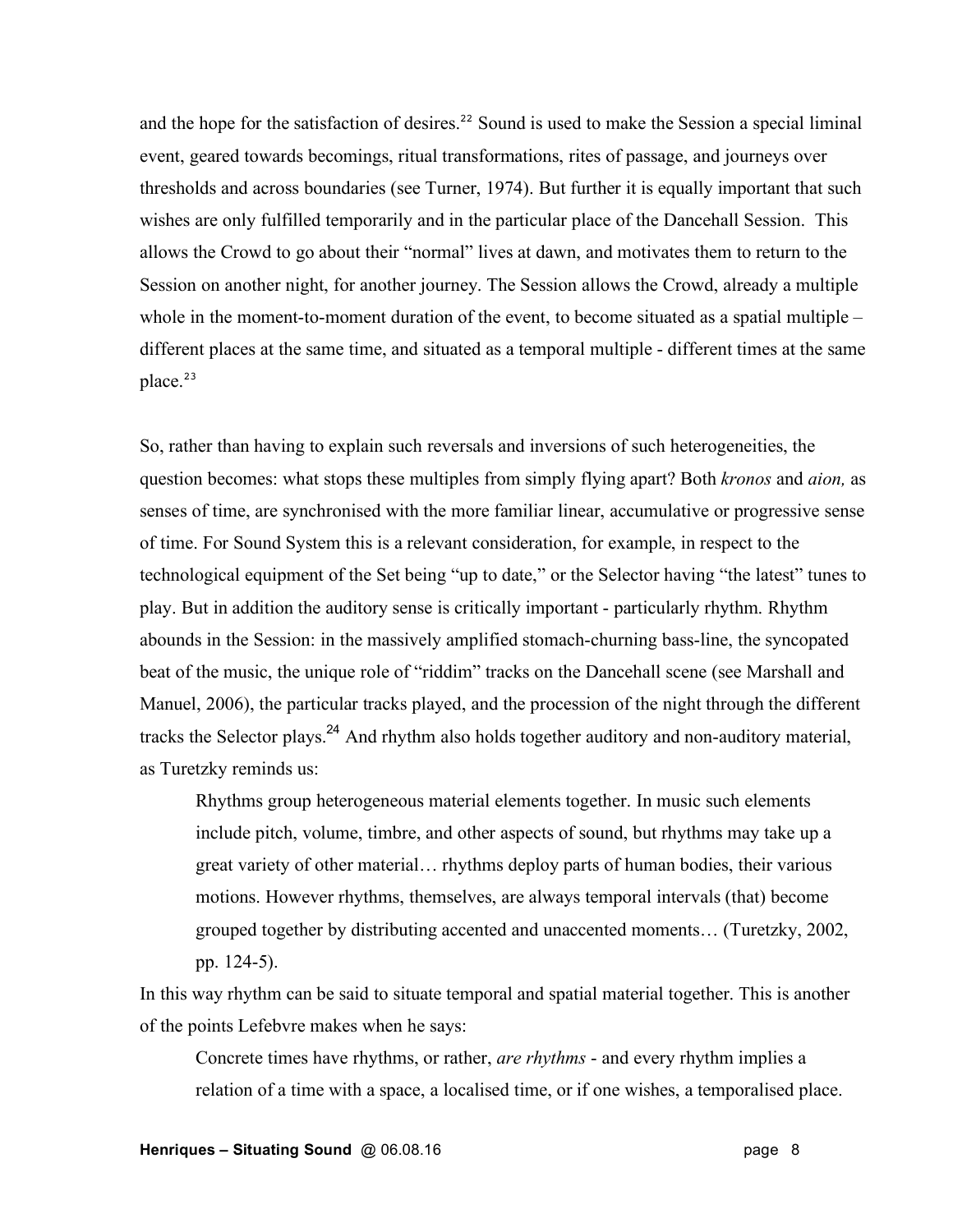and the hope for the satisfaction of desires.[22] Sound is used to make the Session a special liminal event, geared towards becomings, ritual transformations, rites of passage, and journeys over thresholds and across boundaries (see Turner, 1974). But further it is equally important that such wishes are only fulfilled temporarily and in the particular place of the Dancehall Session. This allows the Crowd to go about their "normal" lives at dawn, and motivates them to return to the Session on another night, for another journey. The Session allows the Crowd, already a multiple whole in the moment-to-moment duration of the event, to become situated as a spatial multiple – different places at the same time, and situated as a temporal multiple - different times at the same place.[23]

So, rather than having to explain such reversals and inversions of such heterogeneities, the question becomes: what stops these multiples from simply flying apart? Both *kronos* and *aion,* as senses of time, are synchronised with the more familiar linear, accumulative or progressive sense of time. For Sound System this is a relevant consideration, for example, in respect to the technological equipment of the Set being "up to date," or the Selector having "the latest" tunes to play. But in addition the auditory sense is critically important - particularly rhythm. Rhythm abounds in the Session: in the massively amplified stomach-churning bass-line, the syncopated beat of the music, the unique role of "riddim" tracks on the Dancehall scene (see Marshall and Manuel, 2006), the particular tracks played, and the procession of the night through the different tracks the Selector plays.[24] And rhythm also holds together auditory and non-auditory material, as Turetzky reminds us:

> Rhythms group heterogeneous material elements together. In music such elements include pitch, volume, timbre, and other aspects of sound, but rhythms may take up a great variety of other material… rhythms deploy parts of human bodies, their various motions. However rhythms, themselves, are always temporal intervals (that) become grouped together by distributing accented and unaccented moments… (Turetzky, 2002, pp. 124-5).

In this way rhythm can be said to situate temporal and spatial material together. This is another of the points Lefebvre makes when he says:

> Concrete times have rhythms, or rather, *are rhythms* - and every rhythm implies a relation of a time with a space, a localised time, or if one wishes, a temporalised place.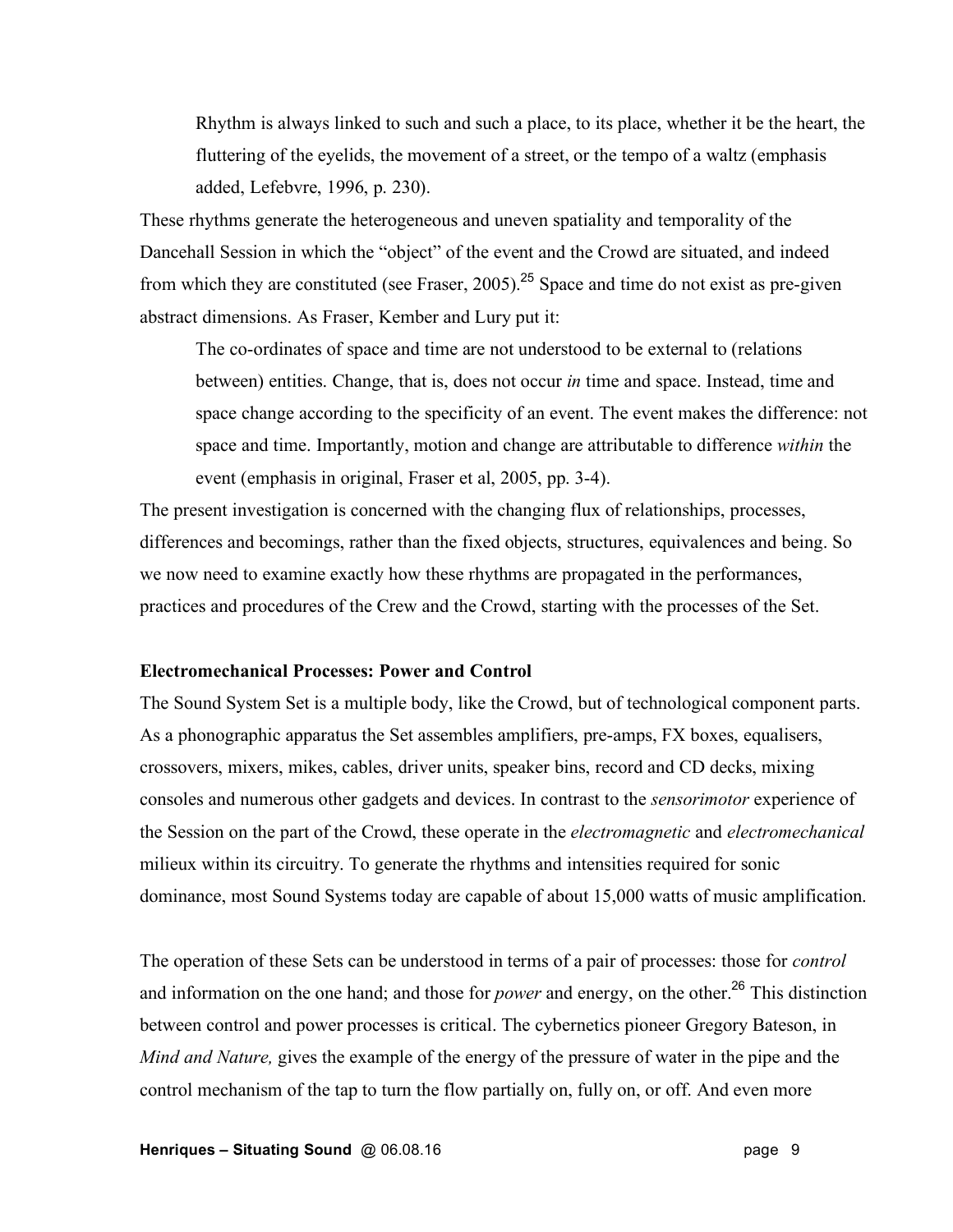> Rhythm is always linked to such and such a place, to its place, whether it be the heart, the fluttering of the eyelids, the movement of a street, or the tempo of a waltz (emphasis added, Lefebvre, 1996, p. 230).

These rhythms generate the heterogeneous and uneven spatiality and temporality of the Dancehall Session in which the "object" of the event and the Crowd are situated, and indeed from which they are constituted (see Fraser, 2005).[25] Space and time do not exist as pre-given abstract dimensions. As Fraser, Kember and Lury put it:

> The co-ordinates of space and time are not understood to be external to (relations between) entities. Change, that is, does not occur *in* time and space. Instead, time and space change according to the specificity of an event. The event makes the difference: not space and time. Importantly, motion and change are attributable to difference *within* the event (emphasis in original, Fraser et al, 2005, pp. 3-4).

The present investigation is concerned with the changing flux of relationships, processes, differences and becomings, rather than the fixed objects, structures, equivalences and being. So we now need to examine exactly how these rhythms are propagated in the performances, practices and procedures of the Crew and the Crowd, starting with the processes of the Set.

**Electromechanical Processes: Power and Control**

The Sound System Set is a multiple body, like the Crowd, but of technological component parts. As a phonographic apparatus the Set assembles amplifiers, pre-amps, FX boxes, equalisers, crossovers, mixers, mikes, cables, driver units, speaker bins, record and CD decks, mixing consoles and numerous other gadgets and devices. In contrast to the *sensorimotor* experience of the Session on the part of the Crowd, these operate in the *electromagnetic* and *electromechanical* milieux within its circuitry. To generate the rhythms and intensities required for sonic dominance, most Sound Systems today are capable of about 15,000 watts of music amplification.

The operation of these Sets can be understood in terms of a pair of processes: those for *control* and information on the one hand; and those for *power* and energy, on the other.[26] This distinction between control and power processes is critical. The cybernetics pioneer Gregory Bateson, in *Mind and Nature,* gives the example of the energy of the pressure of water in the pipe and the control mechanism of the tap to turn the flow partially on, fully on, or off. And even more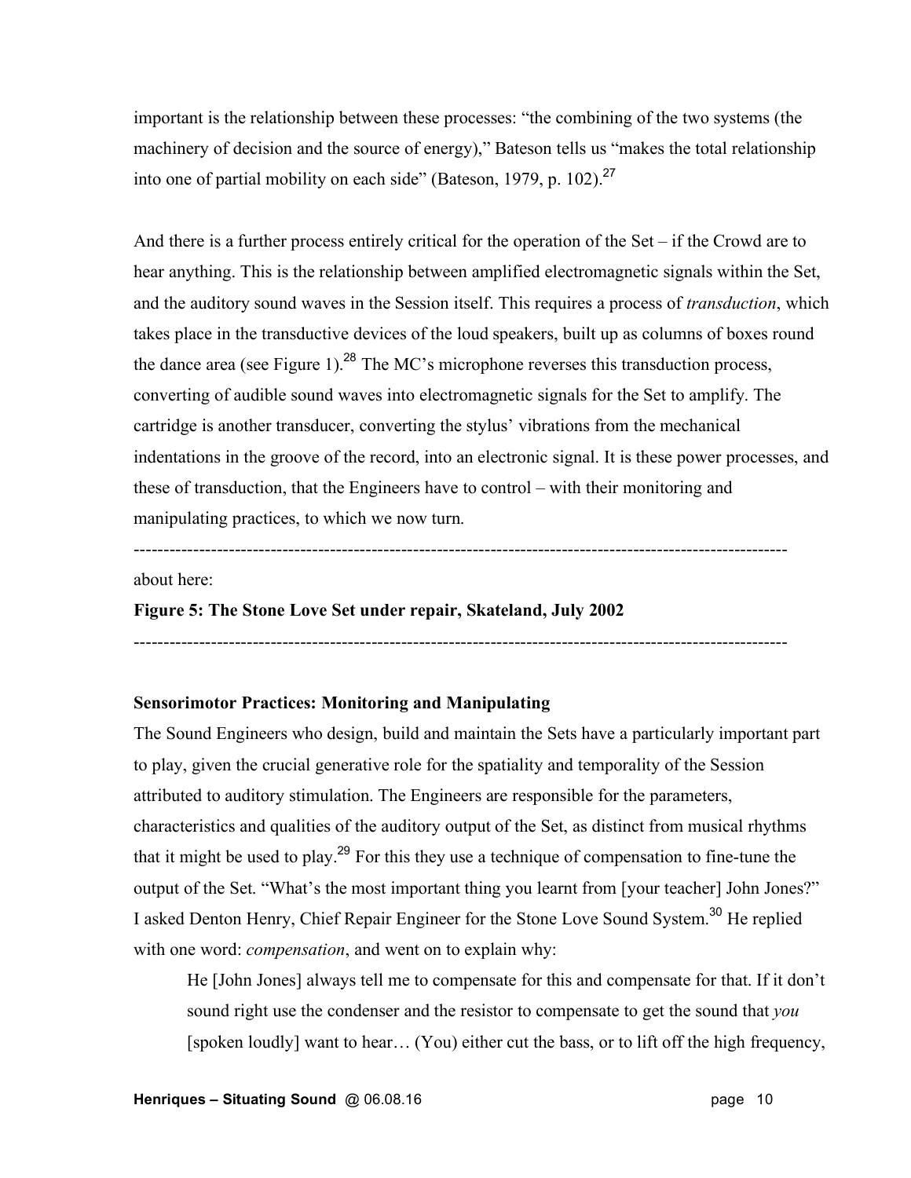important is the relationship between these processes: "the combining of the two systems (the machinery of decision and the source of energy)," Bateson tells us "makes the total relationship into one of partial mobility on each side" (Bateson, 1979, p. 102).[27]

And there is a further process entirely critical for the operation of the Set – if the Crowd are to hear anything. This is the relationship between amplified electromagnetic signals within the Set, and the auditory sound waves in the Session itself. This requires a process of *transduction*, which takes place in the transductive devices of the loud speakers, built up as columns of boxes round the dance area (see Figure 1).[28] The MC's microphone reverses this transduction process, converting of audible sound waves into electromagnetic signals for the Set to amplify. The cartridge is another transducer, converting the stylus' vibrations from the mechanical indentations in the groove of the record, into an electronic signal. It is these power processes, and these of transduction, that the Engineers have to control – with their monitoring and manipulating practices, to which we now turn.

-----------------------------------------------------------------------------------------------------------

about here:

**Figure 5: The Stone Love Set under repair, Skateland, July 2002**

-----------------------------------------------------------------------------------------------------------

**Sensorimotor Practices: Monitoring and Manipulating**

The Sound Engineers who design, build and maintain the Sets have a particularly important part to play, given the crucial generative role for the spatiality and temporality of the Session attributed to auditory stimulation. The Engineers are responsible for the parameters, characteristics and qualities of the auditory output of the Set, as distinct from musical rhythms that it might be used to play.[29] For this they use a technique of compensation to fine-tune the output of the Set. "What's the most important thing you learnt from [your teacher] John Jones?" I asked Denton Henry, Chief Repair Engineer for the Stone Love Sound System.[30] He replied with one word: *compensation*, and went on to explain why:

> He [John Jones] always tell me to compensate for this and compensate for that. If it don't sound right use the condenser and the resistor to compensate to get the sound that *you* [spoken loudly] want to hear… (You) either cut the bass, or to lift off the high frequency,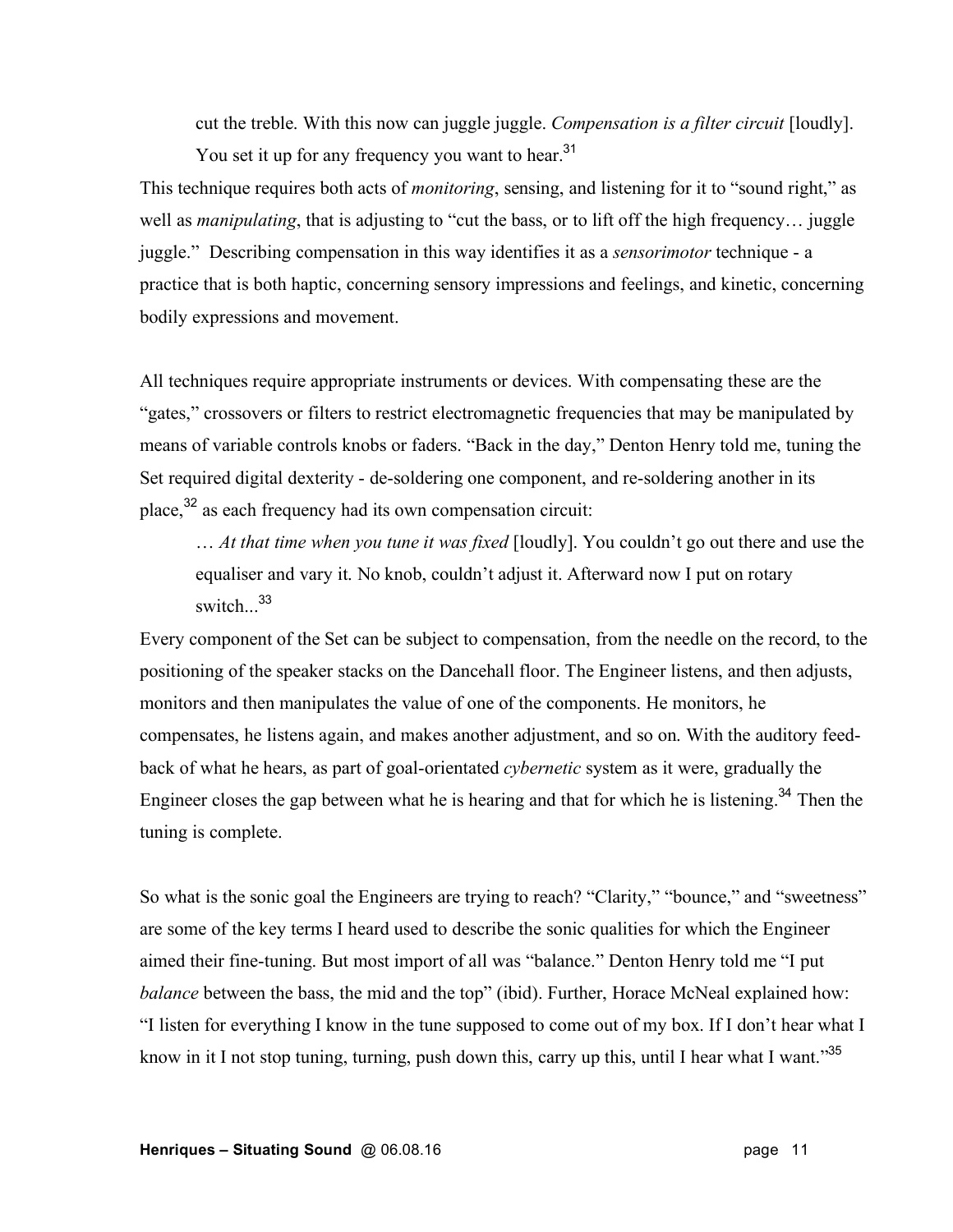> cut the treble. With this now can juggle juggle. *Compensation is a filter circuit* [loudly]. You set it up for any frequency you want to hear.[31]

This technique requires both acts of *monitoring*, sensing, and listening for it to "sound right," as well as *manipulating*, that is adjusting to "cut the bass, or to lift off the high frequency… juggle juggle." Describing compensation in this way identifies it as a *sensorimotor* technique - a practice that is both haptic, concerning sensory impressions and feelings, and kinetic, concerning bodily expressions and movement.

All techniques require appropriate instruments or devices. With compensating these are the "gates," crossovers or filters to restrict electromagnetic frequencies that may be manipulated by means of variable controls knobs or faders. "Back in the day," Denton Henry told me, tuning the Set required digital dexterity - de-soldering one component, and re-soldering another in its place,[32] as each frequency had its own compensation circuit:

> … *At that time when you tune it was fixed* [loudly]. You couldn't go out there and use the equaliser and vary it. No knob, couldn't adjust it. Afterward now I put on rotary switch...[33]

Every component of the Set can be subject to compensation, from the needle on the record, to the positioning of the speaker stacks on the Dancehall floor. The Engineer listens, and then adjusts, monitors and then manipulates the value of one of the components. He monitors, he compensates, he listens again, and makes another adjustment, and so on. With the auditory feed-back of what he hears, as part of goal-orientated *cybernetic* system as it were, gradually the Engineer closes the gap between what he is hearing and that for which he is listening.[34] Then the tuning is complete.

So what is the sonic goal the Engineers are trying to reach? "Clarity," "bounce," and "sweetness" are some of the key terms I heard used to describe the sonic qualities for which the Engineer aimed their fine-tuning. But most import of all was "balance." Denton Henry told me "I put *balance* between the bass, the mid and the top" (ibid). Further, Horace McNeal explained how: "I listen for everything I know in the tune supposed to come out of my box. If I don't hear what I know in it I not stop tuning, turning, push down this, carry up this, until I hear what I want."[35]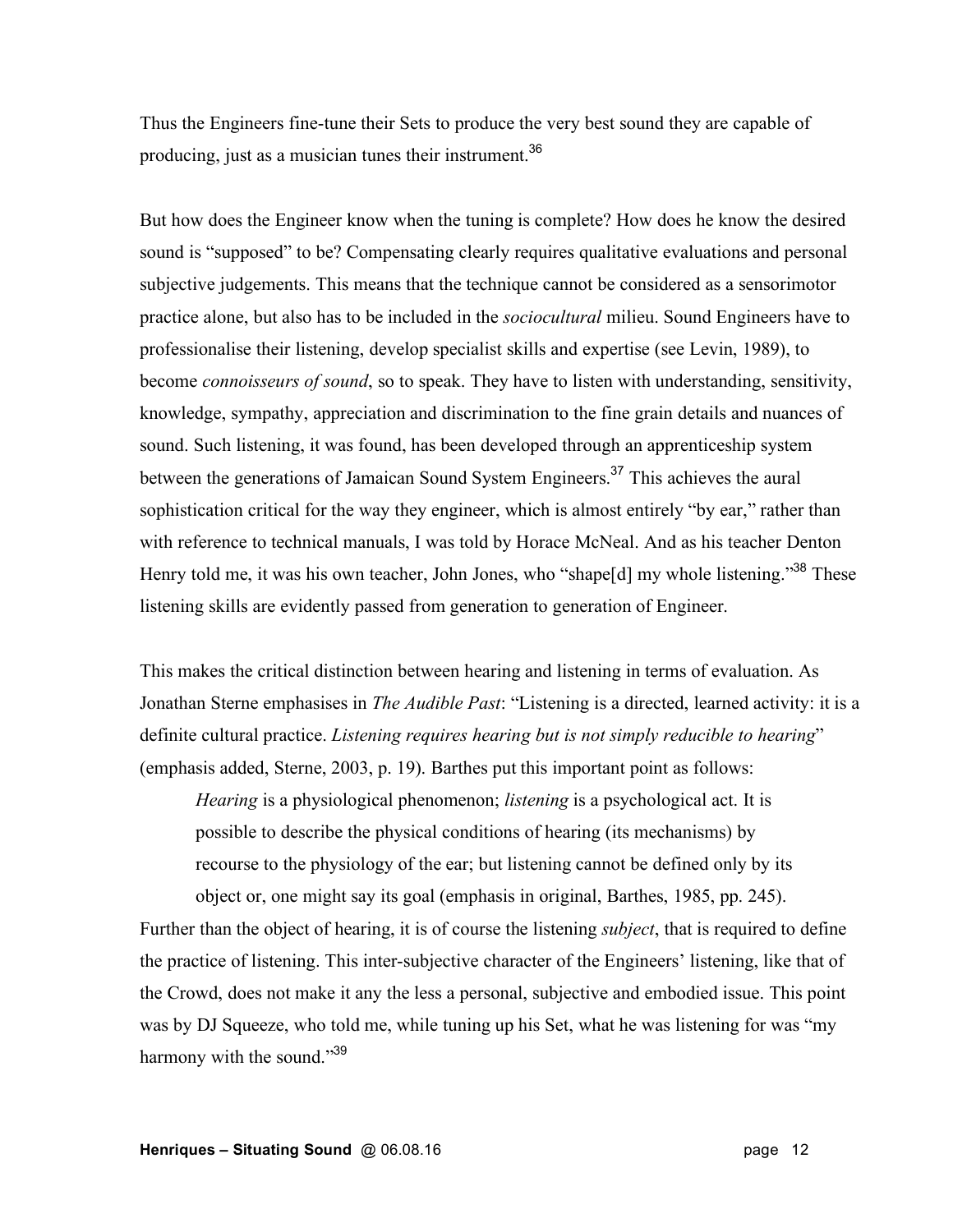Thus the Engineers fine-tune their Sets to produce the very best sound they are capable of producing, just as a musician tunes their instrument.[36]

But how does the Engineer know when the tuning is complete? How does he know the desired sound is "supposed" to be? Compensating clearly requires qualitative evaluations and personal subjective judgements. This means that the technique cannot be considered as a sensorimotor practice alone, but also has to be included in the *sociocultural* milieu. Sound Engineers have to professionalise their listening, develop specialist skills and expertise (see Levin, 1989), to become *connoisseurs of sound*, so to speak. They have to listen with understanding, sensitivity, knowledge, sympathy, appreciation and discrimination to the fine grain details and nuances of sound. Such listening, it was found, has been developed through an apprenticeship system between the generations of Jamaican Sound System Engineers.[37] This achieves the aural sophistication critical for the way they engineer, which is almost entirely "by ear," rather than with reference to technical manuals, I was told by Horace McNeal. And as his teacher Denton Henry told me, it was his own teacher, John Jones, who "shape[d] my whole listening."[38] These listening skills are evidently passed from generation to generation of Engineer.

This makes the critical distinction between hearing and listening in terms of evaluation. As Jonathan Sterne emphasises in *The Audible Past*: "Listening is a directed, learned activity: it is a definite cultural practice. *Listening requires hearing but is not simply reducible to hearing*" (emphasis added, Sterne, 2003, p. 19). Barthes put this important point as follows:

> *Hearing* is a physiological phenomenon; *listening* is a psychological act. It is possible to describe the physical conditions of hearing (its mechanisms) by recourse to the physiology of the ear; but listening cannot be defined only by its object or, one might say its goal (emphasis in original, Barthes, 1985, pp. 245).

Further than the object of hearing, it is of course the listening *subject*, that is required to define the practice of listening. This inter-subjective character of the Engineers' listening, like that of the Crowd, does not make it any the less a personal, subjective and embodied issue. This point was by DJ Squeeze, who told me, while tuning up his Set, what he was listening for was "my harmony with the sound."[39]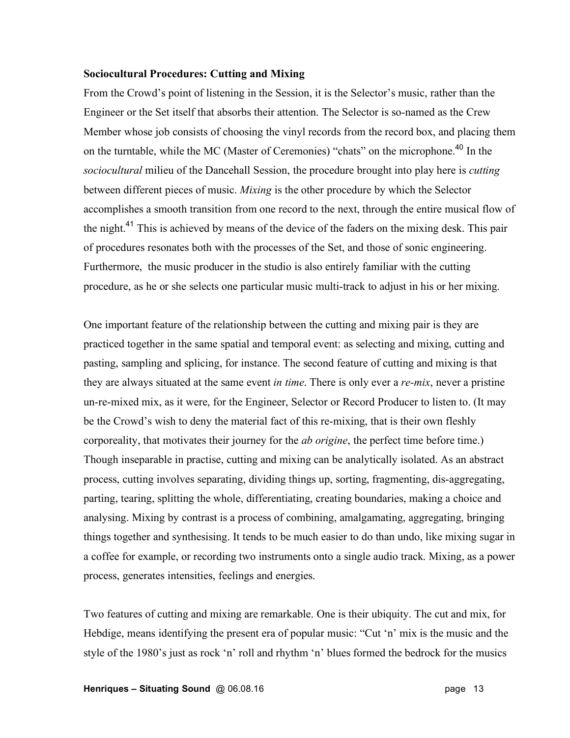**Sociocultural Procedures: Cutting and Mixing**

From the Crowd's point of listening in the Session, it is the Selector's music, rather than the Engineer or the Set itself that absorbs their attention. The Selector is so-named as the Crew Member whose job consists of choosing the vinyl records from the record box, and placing them on the turntable, while the MC (Master of Ceremonies) "chats" on the microphone.[40] In the *sociocultural* milieu of the Dancehall Session, the procedure brought into play here is *cutting* between different pieces of music. *Mixing* is the other procedure by which the Selector accomplishes a smooth transition from one record to the next, through the entire musical flow of the night.[41] This is achieved by means of the device of the faders on the mixing desk. This pair of procedures resonates both with the processes of the Set, and those of sonic engineering. Furthermore, the music producer in the studio is also entirely familiar with the cutting procedure, as he or she selects one particular music multi-track to adjust in his or her mixing.

One important feature of the relationship between the cutting and mixing pair is they are practiced together in the same spatial and temporal event: as selecting and mixing, cutting and pasting, sampling and splicing, for instance. The second feature of cutting and mixing is that they are always situated at the same event *in time*. There is only ever a *re-mix*, never a pristine un-re-mixed mix, as it were, for the Engineer, Selector or Record Producer to listen to. (It may be the Crowd's wish to deny the material fact of this re-mixing, that is their own fleshly corporeality, that motivates their journey for the *ab origine*, the perfect time before time.) Though inseparable in practise, cutting and mixing can be analytically isolated. As an abstract process, cutting involves separating, dividing things up, sorting, fragmenting, dis-aggregating, parting, tearing, splitting the whole, differentiating, creating boundaries, making a choice and analysing. Mixing by contrast is a process of combining, amalgamating, aggregating, bringing things together and synthesising. It tends to be much easier to do than undo, like mixing sugar in a coffee for example, or recording two instruments onto a single audio track. Mixing, as a power process, generates intensities, feelings and energies.

Two features of cutting and mixing are remarkable. One is their ubiquity. The cut and mix, for Hebdige, means identifying the present era of popular music: "Cut 'n' mix is the music and the style of the 1980's just as rock 'n' roll and rhythm 'n' blues formed the bedrock for the musics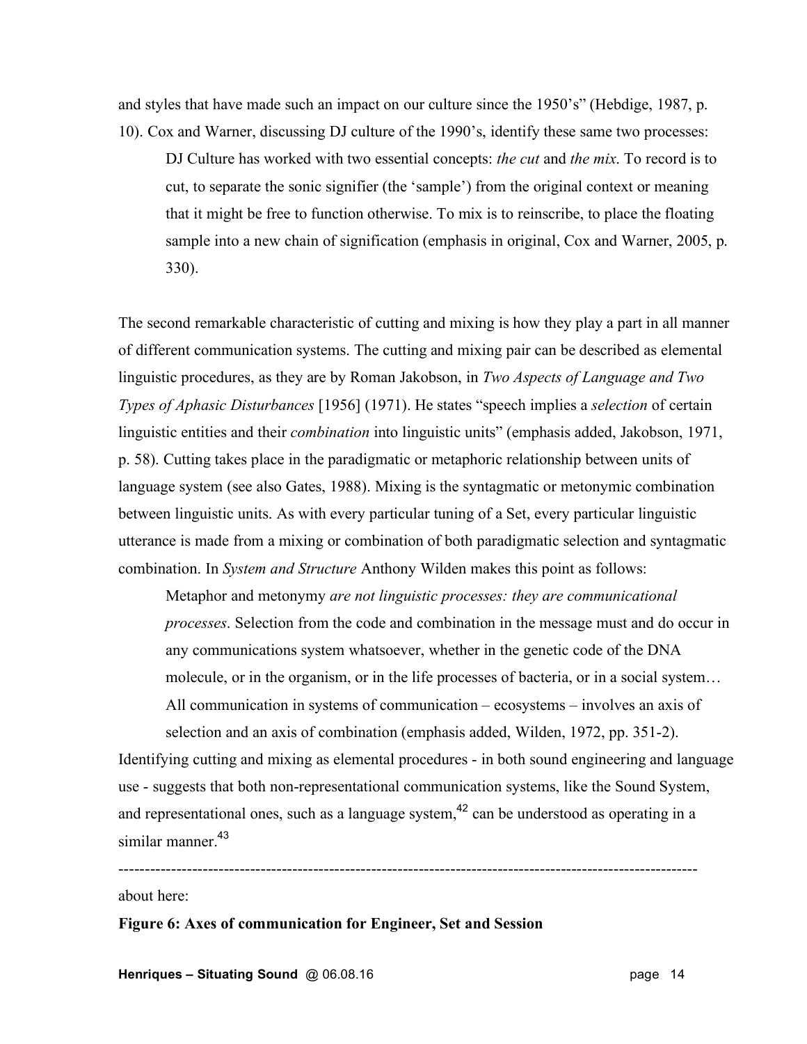and styles that have made such an impact on our culture since the 1950's" (Hebdige, 1987, p. 10). Cox and Warner, discussing DJ culture of the 1990's, identify these same two processes:

> DJ Culture has worked with two essential concepts: *the cut* and *the mix*. To record is to cut, to separate the sonic signifier (the 'sample') from the original context or meaning that it might be free to function otherwise. To mix is to reinscribe, to place the floating sample into a new chain of signification (emphasis in original, Cox and Warner, 2005, p. 330).

The second remarkable characteristic of cutting and mixing is how they play a part in all manner of different communication systems. The cutting and mixing pair can be described as elemental linguistic procedures, as they are by Roman Jakobson, in *Two Aspects of Language and Two Types of Aphasic Disturbances* [1956] (1971). He states "speech implies a *selection* of certain linguistic entities and their *combination* into linguistic units" (emphasis added, Jakobson, 1971, p. 58). Cutting takes place in the paradigmatic or metaphoric relationship between units of language system (see also Gates, 1988). Mixing is the syntagmatic or metonymic combination between linguistic units. As with every particular tuning of a Set, every particular linguistic utterance is made from a mixing or combination of both paradigmatic selection and syntagmatic combination. In *System and Structure* Anthony Wilden makes this point as follows:

> Metaphor and metonymy *are not linguistic processes: they are communicational processes*. Selection from the code and combination in the message must and do occur in any communications system whatsoever, whether in the genetic code of the DNA molecule, or in the organism, or in the life processes of bacteria, or in a social system… All communication in systems of communication – ecosystems – involves an axis of selection and an axis of combination (emphasis added, Wilden, 1972, pp. 351-2).

Identifying cutting and mixing as elemental procedures - in both sound engineering and language use - suggests that both non-representational communication systems, like the Sound System, and representational ones, such as a language system,[42] can be understood as operating in a similar manner.[43]

---

about here:

**Figure 6: Axes of communication for Engineer, Set and Session**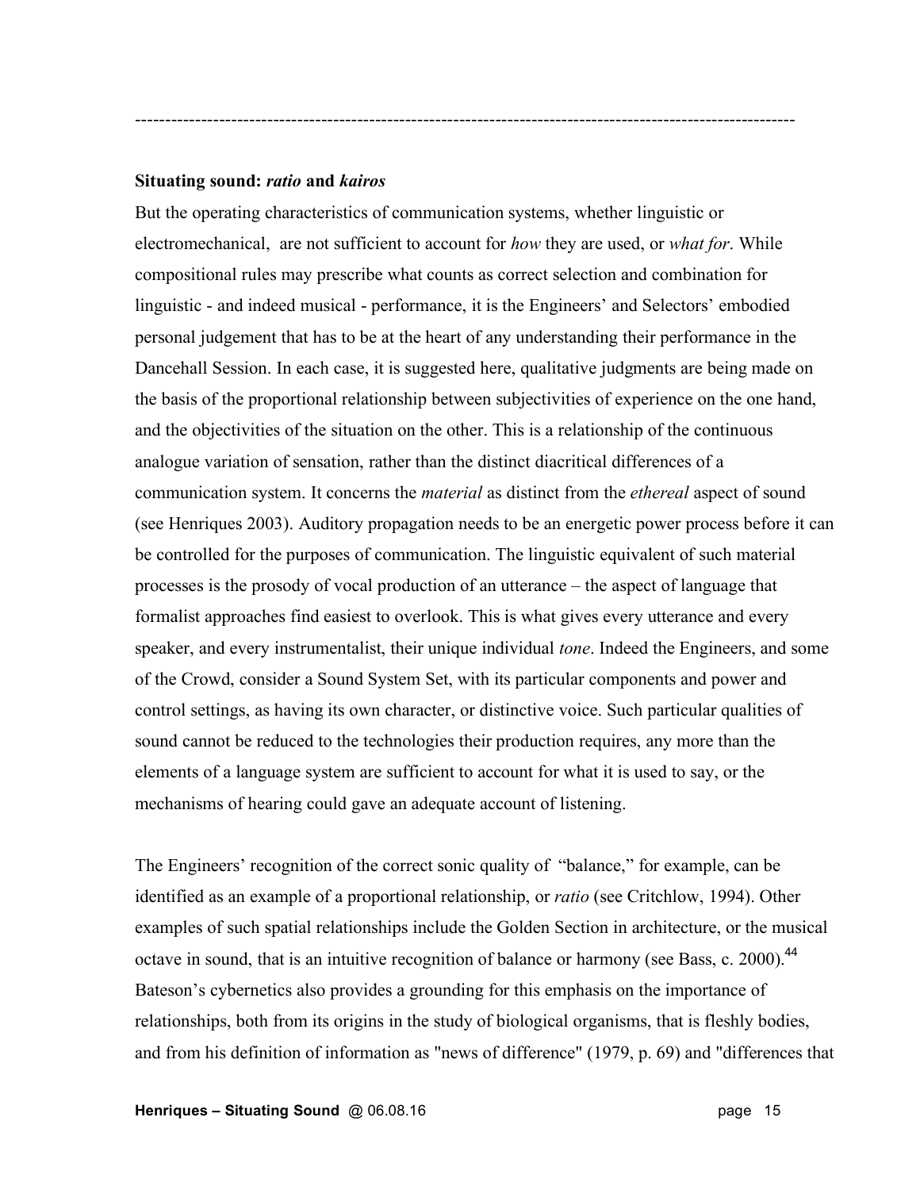---

**Situating sound: *ratio* and *kairos***

But the operating characteristics of communication systems, whether linguistic or electromechanical, are not sufficient to account for *how* they are used, or *what for*. While compositional rules may prescribe what counts as correct selection and combination for linguistic - and indeed musical - performance, it is the Engineers' and Selectors' embodied personal judgement that has to be at the heart of any understanding their performance in the Dancehall Session. In each case, it is suggested here, qualitative judgments are being made on the basis of the proportional relationship between subjectivities of experience on the one hand, and the objectivities of the situation on the other. This is a relationship of the continuous analogue variation of sensation, rather than the distinct diacritical differences of a communication system. It concerns the *material* as distinct from the *ethereal* aspect of sound (see Henriques 2003). Auditory propagation needs to be an energetic power process before it can be controlled for the purposes of communication. The linguistic equivalent of such material processes is the prosody of vocal production of an utterance – the aspect of language that formalist approaches find easiest to overlook. This is what gives every utterance and every speaker, and every instrumentalist, their unique individual *tone*. Indeed the Engineers, and some of the Crowd, consider a Sound System Set, with its particular components and power and control settings, as having its own character, or distinctive voice. Such particular qualities of sound cannot be reduced to the technologies their production requires, any more than the elements of a language system are sufficient to account for what it is used to say, or the mechanisms of hearing could gave an adequate account of listening.

The Engineers' recognition of the correct sonic quality of "balance," for example, can be identified as an example of a proportional relationship, or *ratio* (see Critchlow, 1994). Other examples of such spatial relationships include the Golden Section in architecture, or the musical octave in sound, that is an intuitive recognition of balance or harmony (see Bass, c. 2000).[44] Bateson's cybernetics also provides a grounding for this emphasis on the importance of relationships, both from its origins in the study of biological organisms, that is fleshly bodies, and from his definition of information as "news of difference" (1979, p. 69) and "differences that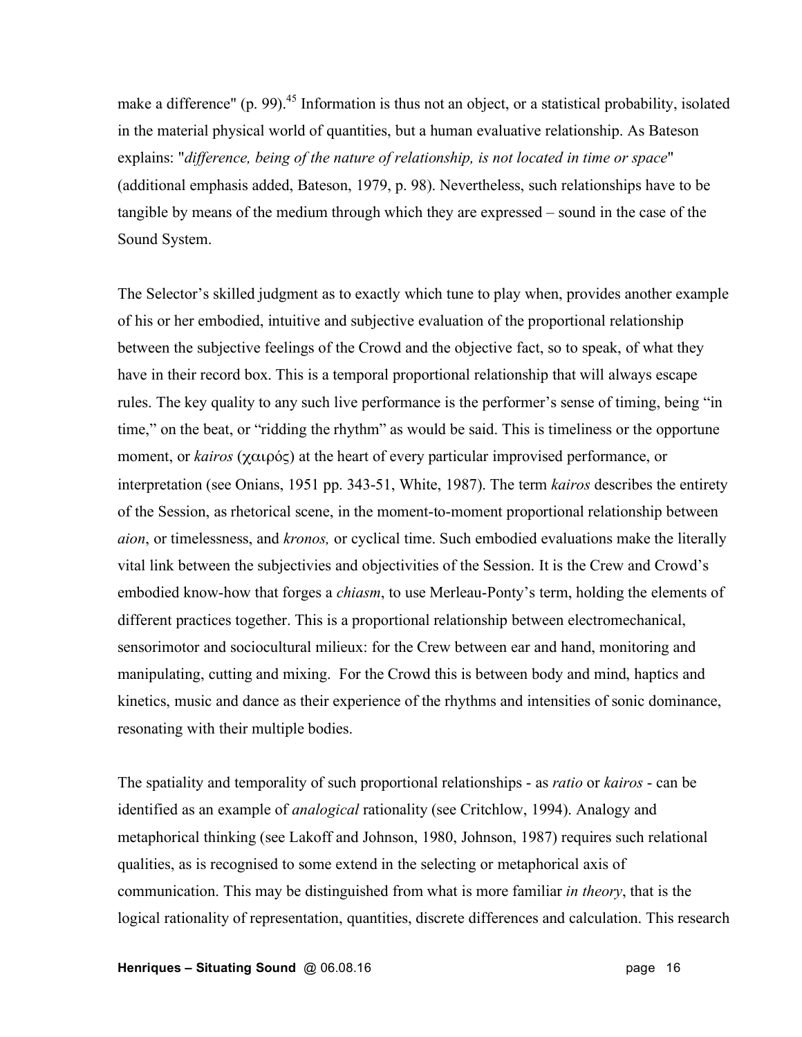make a difference" (p. 99).[45] Information is thus not an object, or a statistical probability, isolated in the material physical world of quantities, but a human evaluative relationship. As Bateson explains: "*difference, being of the nature of relationship, is not located in time or space*" (additional emphasis added, Bateson, 1979, p. 98). Nevertheless, such relationships have to be tangible by means of the medium through which they are expressed – sound in the case of the Sound System.

The Selector's skilled judgment as to exactly which tune to play when, provides another example of his or her embodied, intuitive and subjective evaluation of the proportional relationship between the subjective feelings of the Crowd and the objective fact, so to speak, of what they have in their record box. This is a temporal proportional relationship that will always escape rules. The key quality to any such live performance is the performer's sense of timing, being "in time," on the beat, or "ridding the rhythm" as would be said. This is timeliness or the opportune moment, or *kairos* (χαιρός) at the heart of every particular improvised performance, or interpretation (see Onians, 1951 pp. 343-51, White, 1987). The term *kairos* describes the entirety of the Session, as rhetorical scene, in the moment-to-moment proportional relationship between *aion*, or timelessness, and *kronos,* or cyclical time. Such embodied evaluations make the literally vital link between the subjectivies and objectivities of the Session. It is the Crew and Crowd's embodied know-how that forges a *chiasm*, to use Merleau-Ponty's term, holding the elements of different practices together. This is a proportional relationship between electromechanical, sensorimotor and sociocultural milieux: for the Crew between ear and hand, monitoring and manipulating, cutting and mixing. For the Crowd this is between body and mind, haptics and kinetics, music and dance as their experience of the rhythms and intensities of sonic dominance, resonating with their multiple bodies.

The spatiality and temporality of such proportional relationships - as *ratio* or *kairos* - can be identified as an example of *analogical* rationality (see Critchlow, 1994). Analogy and metaphorical thinking (see Lakoff and Johnson, 1980, Johnson, 1987) requires such relational qualities, as is recognised to some extend in the selecting or metaphorical axis of communication. This may be distinguished from what is more familiar *in theory*, that is the logical rationality of representation, quantities, discrete differences and calculation. This research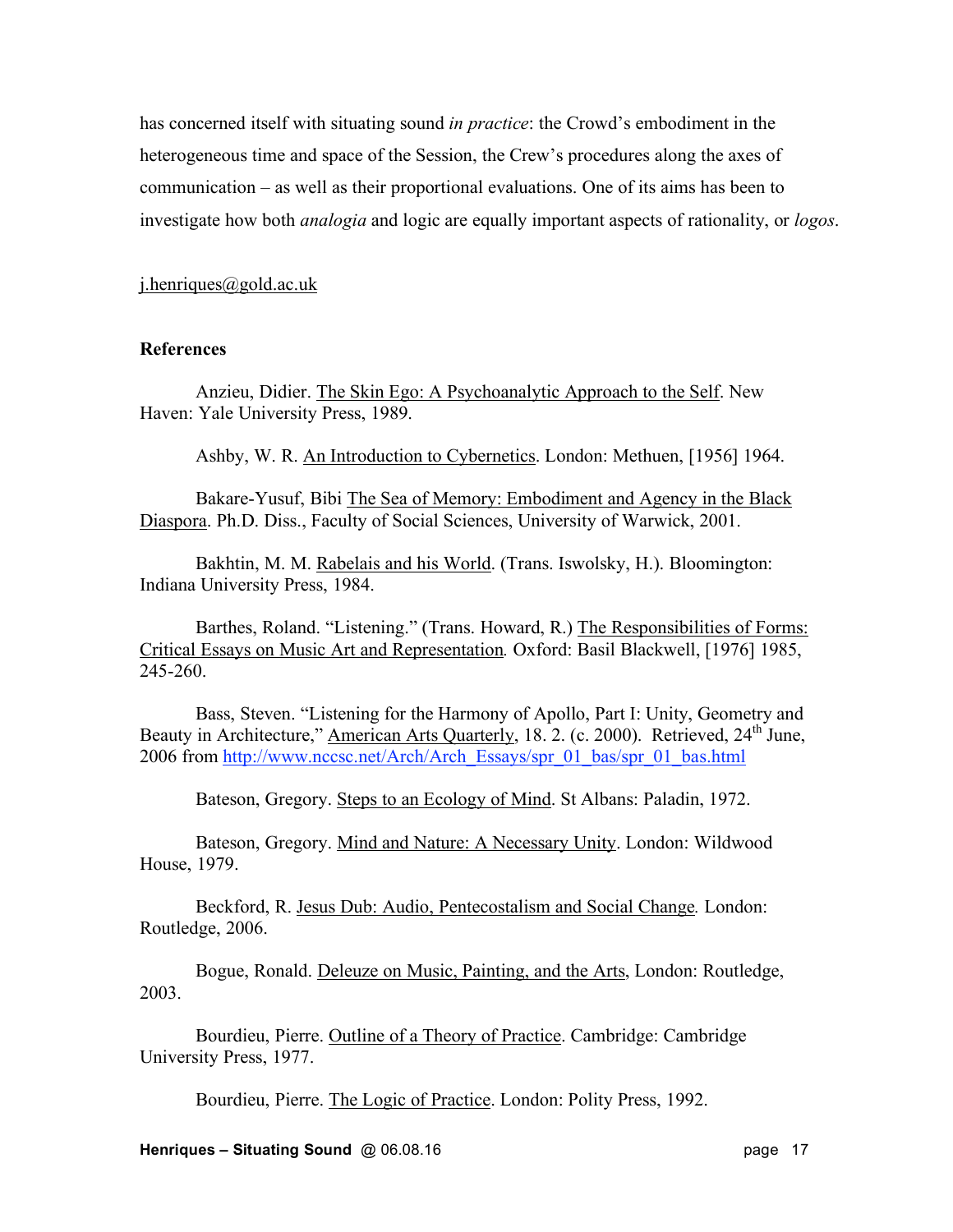has concerned itself with situating sound *in practice*: the Crowd's embodiment in the heterogeneous time and space of the Session, the Crew's procedures along the axes of communication – as well as their proportional evaluations. One of its aims has been to investigate how both *analogia* and logic are equally important aspects of rationality, or *logos*.

j.henriques@gold.ac.uk

**References**

Anzieu, Didier. The Skin Ego: A Psychoanalytic Approach to the Self. New Haven: Yale University Press, 1989.

Ashby, W. R. An Introduction to Cybernetics. London: Methuen, [1956] 1964.

Bakare-Yusuf, Bibi The Sea of Memory: Embodiment and Agency in the Black Diaspora. Ph.D. Diss., Faculty of Social Sciences, University of Warwick, 2001.

Bakhtin, M. M. Rabelais and his World. (Trans. Iswolsky, H.). Bloomington: Indiana University Press, 1984.

Barthes, Roland. "Listening." (Trans. Howard, R.) The Responsibilities of Forms: Critical Essays on Music Art and Representation. Oxford: Basil Blackwell, [1976] 1985, 245-260.

Bass, Steven. "Listening for the Harmony of Apollo, Part I: Unity, Geometry and Beauty in Architecture," American Arts Quarterly, 18. 2. (c. 2000). Retrieved, 24th June, 2006 from http://www.nccsc.net/Arch/Arch_Essays/spr_01_bas/spr_01_bas.html

Bateson, Gregory. Steps to an Ecology of Mind. St Albans: Paladin, 1972.

Bateson, Gregory. Mind and Nature: A Necessary Unity. London: Wildwood House, 1979.

Beckford, R. Jesus Dub: Audio, Pentecostalism and Social Change. London: Routledge, 2006.

Bogue, Ronald. Deleuze on Music, Painting, and the Arts, London: Routledge, 2003.

Bourdieu, Pierre. Outline of a Theory of Practice. Cambridge: Cambridge University Press, 1977.

Bourdieu, Pierre. The Logic of Practice. London: Polity Press, 1992.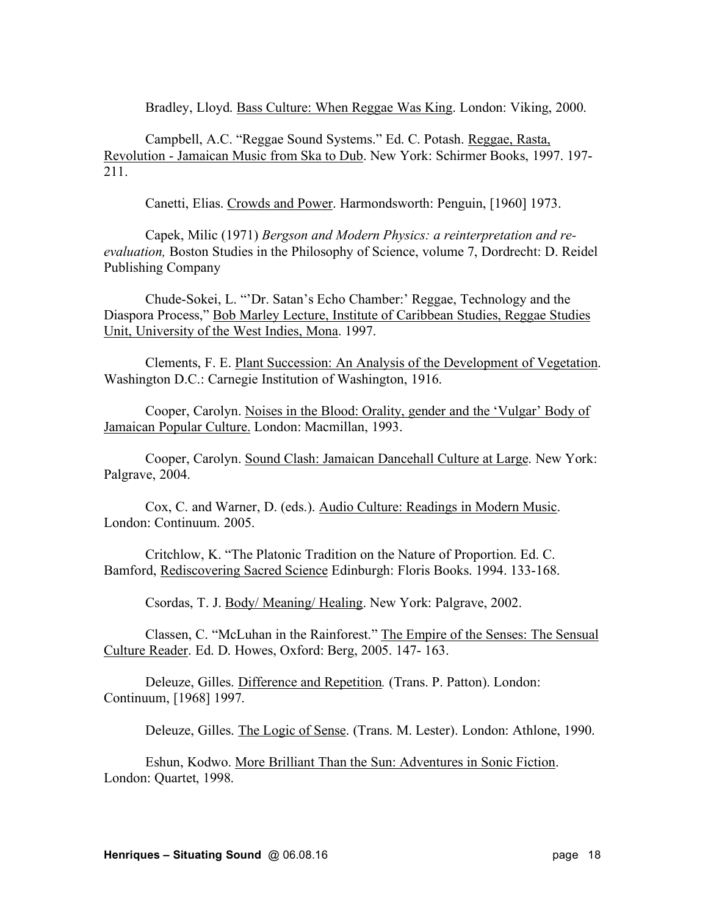Bradley, Lloyd. Bass Culture: When Reggae Was King. London: Viking, 2000.

Campbell, A.C. "Reggae Sound Systems." Ed. C. Potash. Reggae, Rasta, Revolution - Jamaican Music from Ska to Dub. New York: Schirmer Books, 1997. 197-211.

Canetti, Elias. Crowds and Power. Harmondsworth: Penguin, [1960] 1973.

Capek, Milic (1971) *Bergson and Modern Physics: a reinterpretation and re-evaluation,* Boston Studies in the Philosophy of Science, volume 7, Dordrecht: D. Reidel Publishing Company

Chude-Sokei, L. "'Dr. Satan's Echo Chamber:' Reggae, Technology and the Diaspora Process," Bob Marley Lecture, Institute of Caribbean Studies, Reggae Studies Unit, University of the West Indies, Mona. 1997.

Clements, F. E. Plant Succession: An Analysis of the Development of Vegetation. Washington D.C.: Carnegie Institution of Washington, 1916.

Cooper, Carolyn. Noises in the Blood: Orality, gender and the 'Vulgar' Body of Jamaican Popular Culture. London: Macmillan, 1993.

Cooper, Carolyn. Sound Clash: Jamaican Dancehall Culture at Large. New York: Palgrave, 2004.

Cox, C. and Warner, D. (eds.). Audio Culture: Readings in Modern Music. London: Continuum. 2005.

Critchlow, K. "The Platonic Tradition on the Nature of Proportion. Ed. C. Bamford, Rediscovering Sacred Science Edinburgh: Floris Books. 1994. 133-168.

Csordas, T. J. Body/ Meaning/ Healing. New York: Palgrave, 2002.

Classen, C. "McLuhan in the Rainforest." The Empire of the Senses: The Sensual Culture Reader. Ed. D. Howes, Oxford: Berg, 2005. 147- 163.

Deleuze, Gilles. Difference and Repetition*.* (Trans. P. Patton). London: Continuum, [1968] 1997.

Deleuze, Gilles. The Logic of Sense. (Trans. M. Lester). London: Athlone, 1990.

Eshun, Kodwo. More Brilliant Than the Sun: Adventures in Sonic Fiction. London: Quartet, 1998.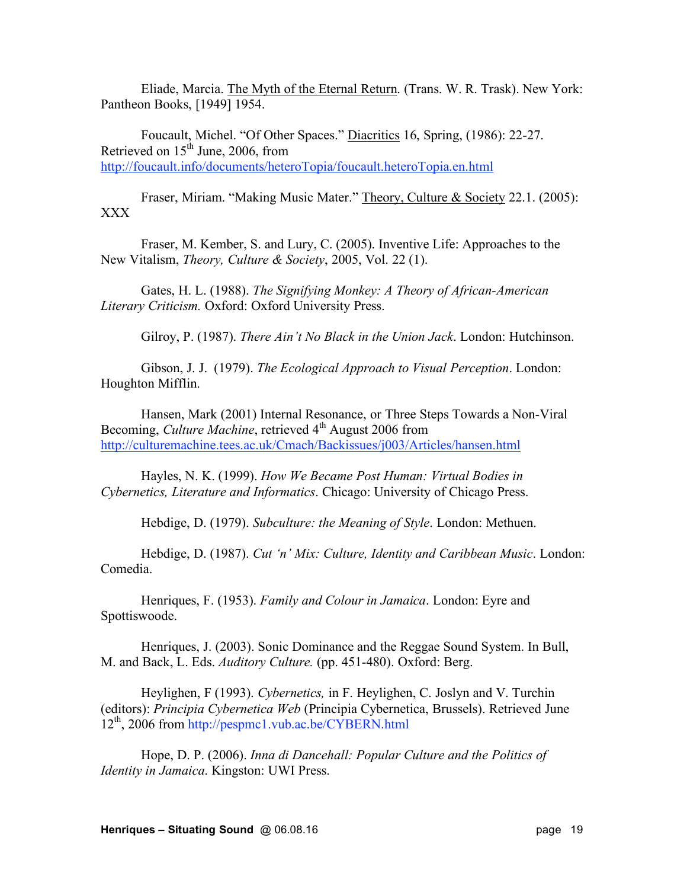Eliade, Marcia. The Myth of the Eternal Return. (Trans. W. R. Trask). New York: Pantheon Books, [1949] 1954.

Foucault, Michel. "Of Other Spaces." Diacritics 16, Spring, (1986): 22-27. Retrieved on 15th June, 2006, from http://foucault.info/documents/heteroTopia/foucault.heteroTopia.en.html

Fraser, Miriam. "Making Music Mater." Theory, Culture & Society 22.1. (2005): XXX

Fraser, M. Kember, S. and Lury, C. (2005). Inventive Life: Approaches to the New Vitalism, *Theory, Culture & Society*, 2005, Vol. 22 (1).

Gates, H. L. (1988). *The Signifying Monkey: A Theory of African-American Literary Criticism.* Oxford: Oxford University Press.

Gilroy, P. (1987). *There Ain't No Black in the Union Jack*. London: Hutchinson.

Gibson, J. J. (1979). *The Ecological Approach to Visual Perception*. London: Houghton Mifflin.

Hansen, Mark (2001) Internal Resonance, or Three Steps Towards a Non-Viral Becoming, *Culture Machine*, retrieved 4th August 2006 from http://culturemachine.tees.ac.uk/Cmach/Backissues/j003/Articles/hansen.html

Hayles, N. K. (1999). *How We Became Post Human: Virtual Bodies in Cybernetics, Literature and Informatics*. Chicago: University of Chicago Press.

Hebdige, D. (1979). *Subculture: the Meaning of Style*. London: Methuen.

Hebdige, D. (1987). *Cut 'n' Mix: Culture, Identity and Caribbean Music*. London: Comedia.

Henriques, F. (1953). *Family and Colour in Jamaica*. London: Eyre and Spottiswoode.

Henriques, J. (2003). Sonic Dominance and the Reggae Sound System. In Bull, M. and Back, L. Eds. *Auditory Culture.* (pp. 451-480). Oxford: Berg.

Heylighen, F (1993). *Cybernetics,* in F. Heylighen, C. Joslyn and V. Turchin (editors): *Principia Cybernetica Web* (Principia Cybernetica, Brussels). Retrieved June 12th, 2006 from http://pespmc1.vub.ac.be/CYBERN.html

Hope, D. P. (2006). *Inna di Dancehall: Popular Culture and the Politics of Identity in Jamaica*. Kingston: UWI Press.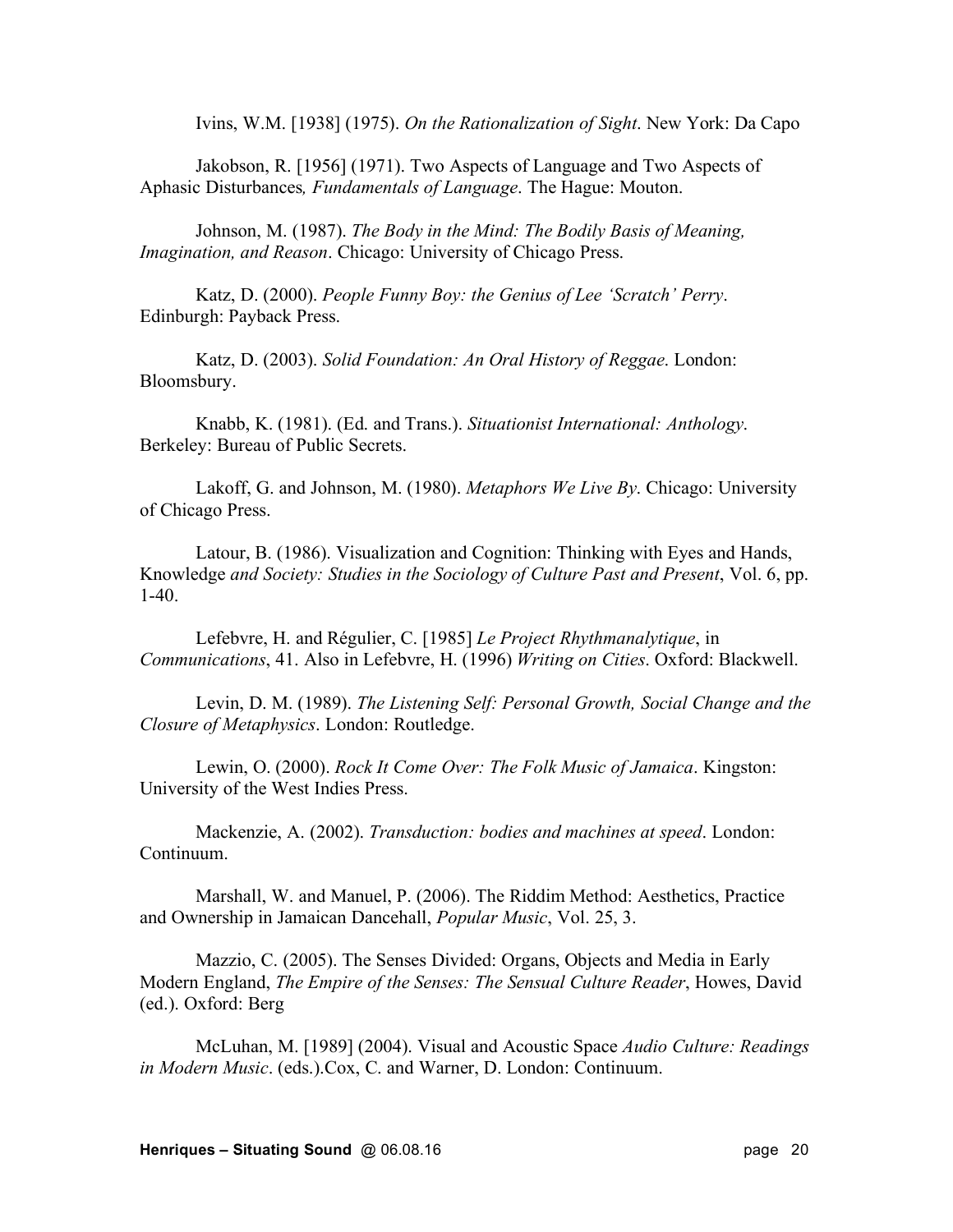Ivins, W.M. [1938] (1975). *On the Rationalization of Sight*. New York: Da Capo

Jakobson, R. [1956] (1971). Two Aspects of Language and Two Aspects of Aphasic Disturbances*, Fundamentals of Language*. The Hague: Mouton.

Johnson, M. (1987). *The Body in the Mind: The Bodily Basis of Meaning, Imagination, and Reason*. Chicago: University of Chicago Press.

Katz, D. (2000). *People Funny Boy: the Genius of Lee 'Scratch' Perry*. Edinburgh: Payback Press.

Katz, D. (2003). *Solid Foundation: An Oral History of Reggae*. London: Bloomsbury.

Knabb, K. (1981). (Ed. and Trans.). *Situationist International: Anthology*. Berkeley: Bureau of Public Secrets.

Lakoff, G. and Johnson, M. (1980). *Metaphors We Live By*. Chicago: University of Chicago Press.

Latour, B. (1986). Visualization and Cognition: Thinking with Eyes and Hands, Knowledge *and Society: Studies in the Sociology of Culture Past and Present*, Vol. 6, pp. 1-40.

Lefebvre, H. and Régulier, C. [1985] *Le Project Rhythmanalytique*, in *Communications*, 41. Also in Lefebvre, H. (1996) *Writing on Cities*. Oxford: Blackwell.

Levin, D. M. (1989). *The Listening Self: Personal Growth, Social Change and the Closure of Metaphysics*. London: Routledge.

Lewin, O. (2000). *Rock It Come Over: The Folk Music of Jamaica*. Kingston: University of the West Indies Press.

Mackenzie, A. (2002). *Transduction: bodies and machines at speed*. London: Continuum.

Marshall, W. and Manuel, P. (2006). The Riddim Method: Aesthetics, Practice and Ownership in Jamaican Dancehall, *Popular Music*, Vol. 25, 3.

Mazzio, C. (2005). The Senses Divided: Organs, Objects and Media in Early Modern England, *The Empire of the Senses: The Sensual Culture Reader*, Howes, David (ed.). Oxford: Berg

McLuhan, M. [1989] (2004). Visual and Acoustic Space *Audio Culture: Readings in Modern Music*. (eds.).Cox, C. and Warner, D. London: Continuum.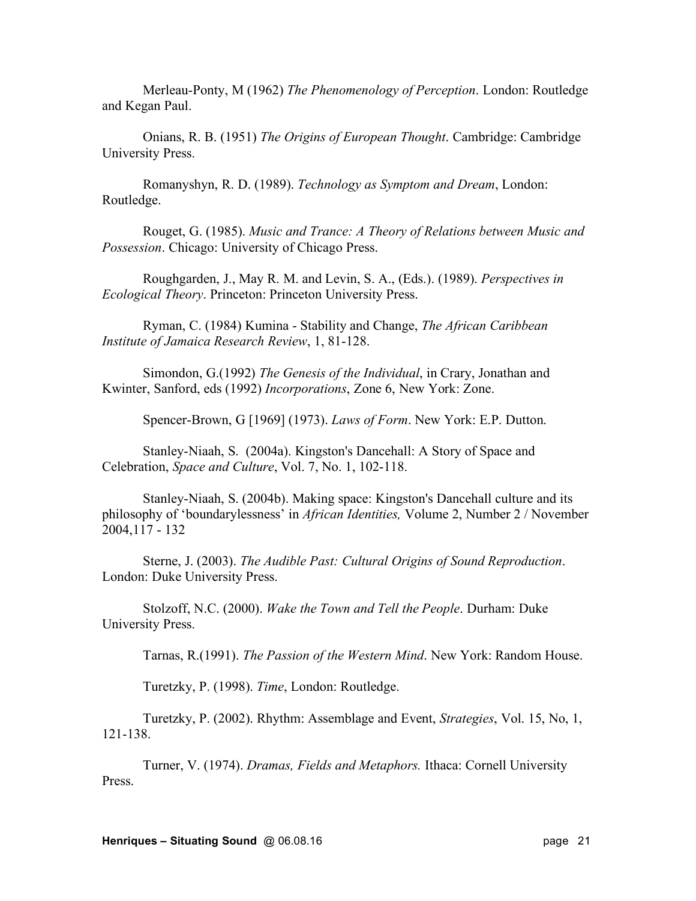Merleau-Ponty, M (1962) *The Phenomenology of Perception*. London: Routledge and Kegan Paul.

Onians, R. B. (1951) *The Origins of European Thought*. Cambridge: Cambridge University Press.

Romanyshyn, R. D. (1989). *Technology as Symptom and Dream*, London: Routledge.

Rouget, G. (1985). *Music and Trance: A Theory of Relations between Music and Possession*. Chicago: University of Chicago Press.

Roughgarden, J., May R. M. and Levin, S. A., (Eds.). (1989). *Perspectives in Ecological Theory*. Princeton: Princeton University Press.

Ryman, C. (1984) Kumina - Stability and Change, *The African Caribbean Institute of Jamaica Research Review*, 1, 81-128.

Simondon, G.(1992) *The Genesis of the Individual*, in Crary, Jonathan and Kwinter, Sanford, eds (1992) *Incorporations*, Zone 6, New York: Zone.

Spencer-Brown, G [1969] (1973). *Laws of Form*. New York: E.P. Dutton.

Stanley-Niaah, S. (2004a). Kingston's Dancehall: A Story of Space and Celebration, *Space and Culture*, Vol. 7, No. 1, 102-118.

Stanley-Niaah, S. (2004b). Making space: Kingston's Dancehall culture and its philosophy of 'boundarylessness' in *African Identities,* Volume 2, Number 2 / November 2004,117 - 132

Sterne, J. (2003). *The Audible Past: Cultural Origins of Sound Reproduction*. London: Duke University Press.

Stolzoff, N.C. (2000). *Wake the Town and Tell the People*. Durham: Duke University Press.

Tarnas, R.(1991). *The Passion of the Western Mind*. New York: Random House.

Turetzky, P. (1998). *Time*, London: Routledge.

Turetzky, P. (2002). Rhythm: Assemblage and Event, *Strategies*, Vol. 15, No, 1, 121-138.

Turner, V. (1974). *Dramas, Fields and Metaphors.* Ithaca: Cornell University Press.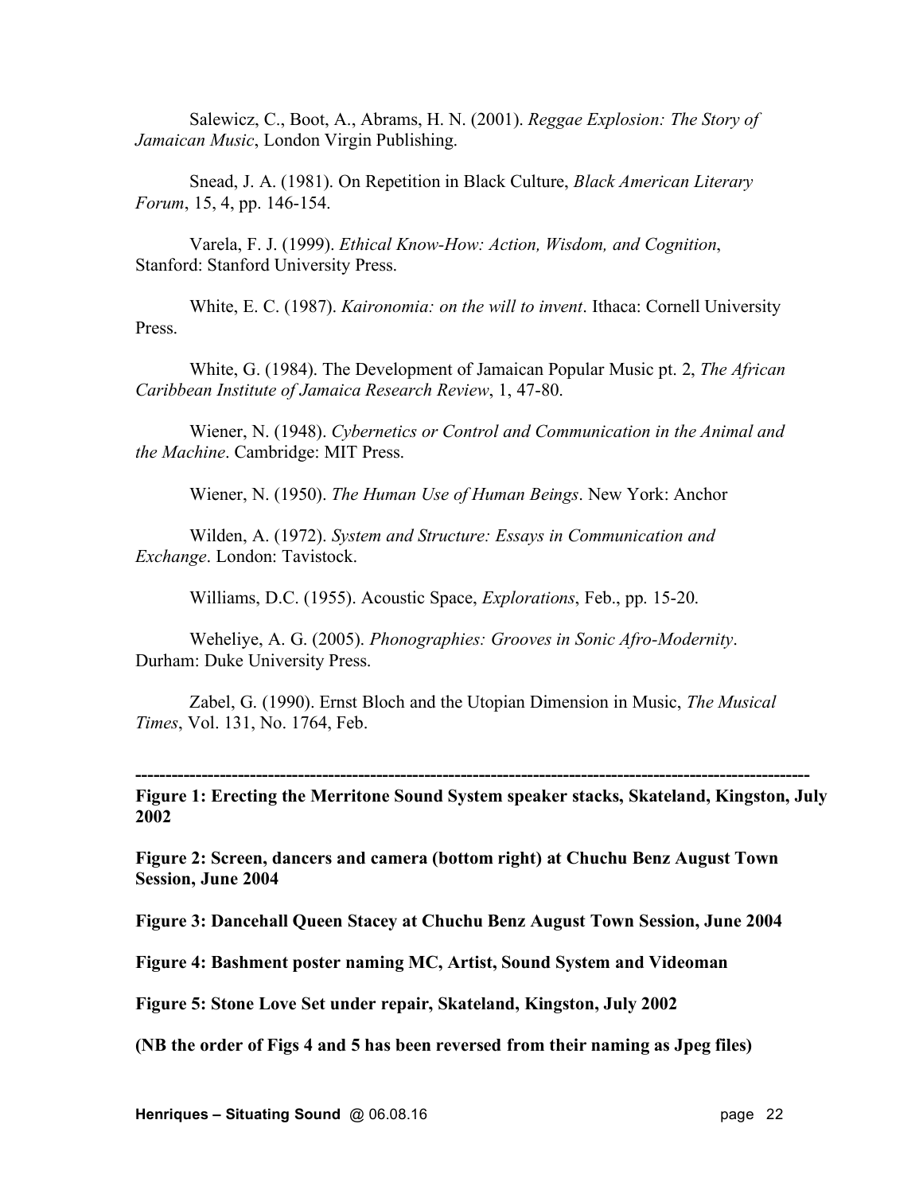Salewicz, C., Boot, A., Abrams, H. N. (2001). *Reggae Explosion: The Story of Jamaican Music*, London Virgin Publishing.

Snead, J. A. (1981). On Repetition in Black Culture, *Black American Literary Forum*, 15, 4, pp. 146-154.

Varela, F. J. (1999). *Ethical Know-How: Action, Wisdom, and Cognition*, Stanford: Stanford University Press.

White, E. C. (1987). *Kaironomia: on the will to invent*. Ithaca: Cornell University Press.

White, G. (1984). The Development of Jamaican Popular Music pt. 2, *The African Caribbean Institute of Jamaica Research Review*, 1, 47-80.

Wiener, N. (1948). *Cybernetics or Control and Communication in the Animal and the Machine*. Cambridge: MIT Press.

Wiener, N. (1950). *The Human Use of Human Beings*. New York: Anchor

Wilden, A. (1972). *System and Structure: Essays in Communication and Exchange*. London: Tavistock.

Williams, D.C. (1955). Acoustic Space, *Explorations*, Feb., pp. 15-20.

Weheliye, A. G. (2005). *Phonographies: Grooves in Sonic Afro-Modernity*. Durham: Duke University Press.

Zabel, G. (1990). Ernst Bloch and the Utopian Dimension in Music, *The Musical Times*, Vol. 131, No. 1764, Feb.

---

**Figure 1: Erecting the Merritone Sound System speaker stacks, Skateland, Kingston, July 2002**

**Figure 2: Screen, dancers and camera (bottom right) at Chuchu Benz August Town Session, June 2004**

**Figure 3: Dancehall Queen Stacey at Chuchu Benz August Town Session, June 2004**

**Figure 4: Bashment poster naming MC, Artist, Sound System and Videoman**

**Figure 5: Stone Love Set under repair, Skateland, Kingston, July 2002**

**(NB the order of Figs 4 and 5 has been reversed from their naming as Jpeg files)**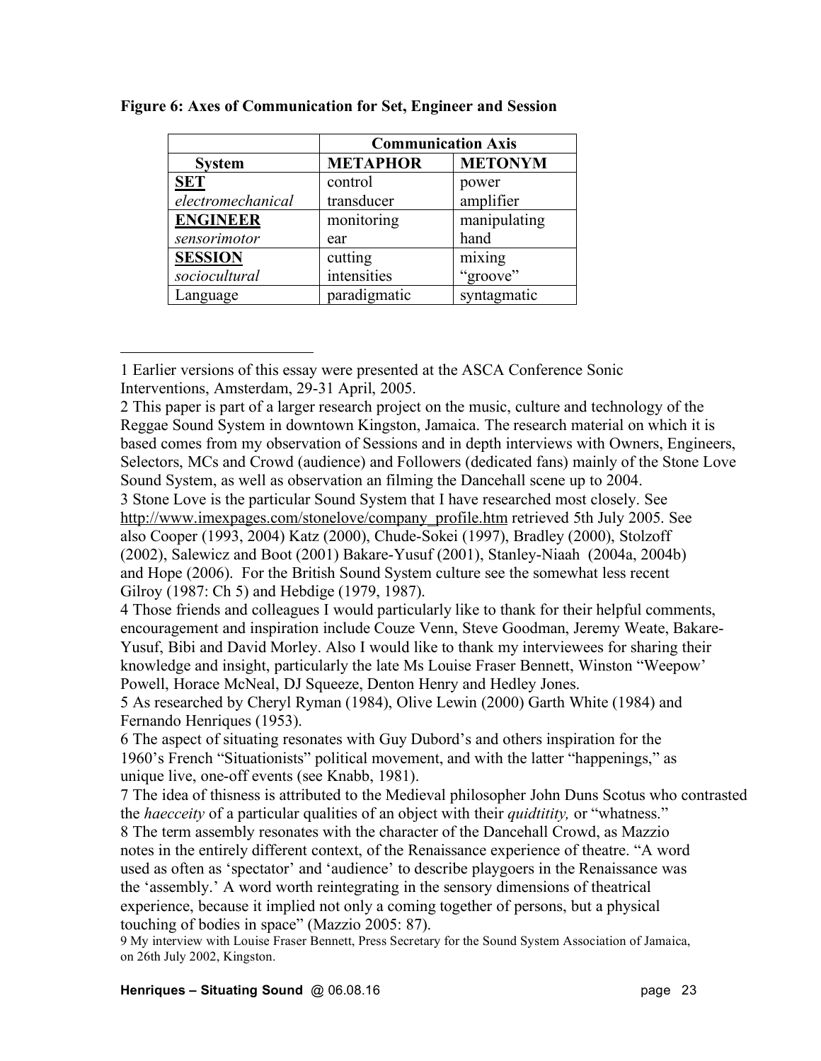**Figure 6: Axes of Communication for Set, Engineer and Session**

| | Communication Axis | |
|---|---|---|
| **System** | **METAPHOR** | **METONYM** |
| **SET** | control | power |
| *electromechanical* | transducer | amplifier |
| **ENGINEER** | monitoring | manipulating |
| *sensorimotor* | ear | hand |
| **SESSION** | cutting | mixing |
| *sociocultural* | intensities | "groove" |
| Language | paradigmatic | syntagmatic |

---

1 Earlier versions of this essay were presented at the ASCA Conference Sonic Interventions, Amsterdam, 29-31 April, 2005.

2 This paper is part of a larger research project on the music, culture and technology of the Reggae Sound System in downtown Kingston, Jamaica. The research material on which it is based comes from my observation of Sessions and in depth interviews with Owners, Engineers, Selectors, MCs and Crowd (audience) and Followers (dedicated fans) mainly of the Stone Love Sound System, as well as observation an filming the Dancehall scene up to 2004.

3 Stone Love is the particular Sound System that I have researched most closely. See http://www.imexpages.com/stonelove/company_profile.htm retrieved 5th July 2005. See also Cooper (1993, 2004) Katz (2000), Chude-Sokei (1997), Bradley (2000), Stolzoff (2002), Salewicz and Boot (2001) Bakare-Yusuf (2001), Stanley-Niaah (2004a, 2004b) and Hope (2006). For the British Sound System culture see the somewhat less recent Gilroy (1987: Ch 5) and Hebdige (1979, 1987).

4 Those friends and colleagues I would particularly like to thank for their helpful comments, encouragement and inspiration include Couze Venn, Steve Goodman, Jeremy Weate, Bakare-Yusuf, Bibi and David Morley. Also I would like to thank my interviewees for sharing their knowledge and insight, particularly the late Ms Louise Fraser Bennett, Winston "Weepow' Powell, Horace McNeal, DJ Squeeze, Denton Henry and Hedley Jones.

5 As researched by Cheryl Ryman (1984), Olive Lewin (2000) Garth White (1984) and Fernando Henriques (1953).

6 The aspect of situating resonates with Guy Dubord's and others inspiration for the 1960's French "Situationists" political movement, and with the latter "happenings," as unique live, one-off events (see Knabb, 1981).

7 The idea of thisness is attributed to the Medieval philosopher John Duns Scotus who contrasted the *haecceity* of a particular qualities of an object with their *quidtitity,* or "whatness."

8 The term assembly resonates with the character of the Dancehall Crowd, as Mazzio notes in the entirely different context, of the Renaissance experience of theatre. "A word used as often as 'spectator' and 'audience' to describe playgoers in the Renaissance was the 'assembly.' A word worth reintegrating in the sensory dimensions of theatrical experience, because it implied not only a coming together of persons, but a physical touching of bodies in space" (Mazzio 2005: 87).

9 My interview with Louise Fraser Bennett, Press Secretary for the Sound System Association of Jamaica, on 26th July 2002, Kingston.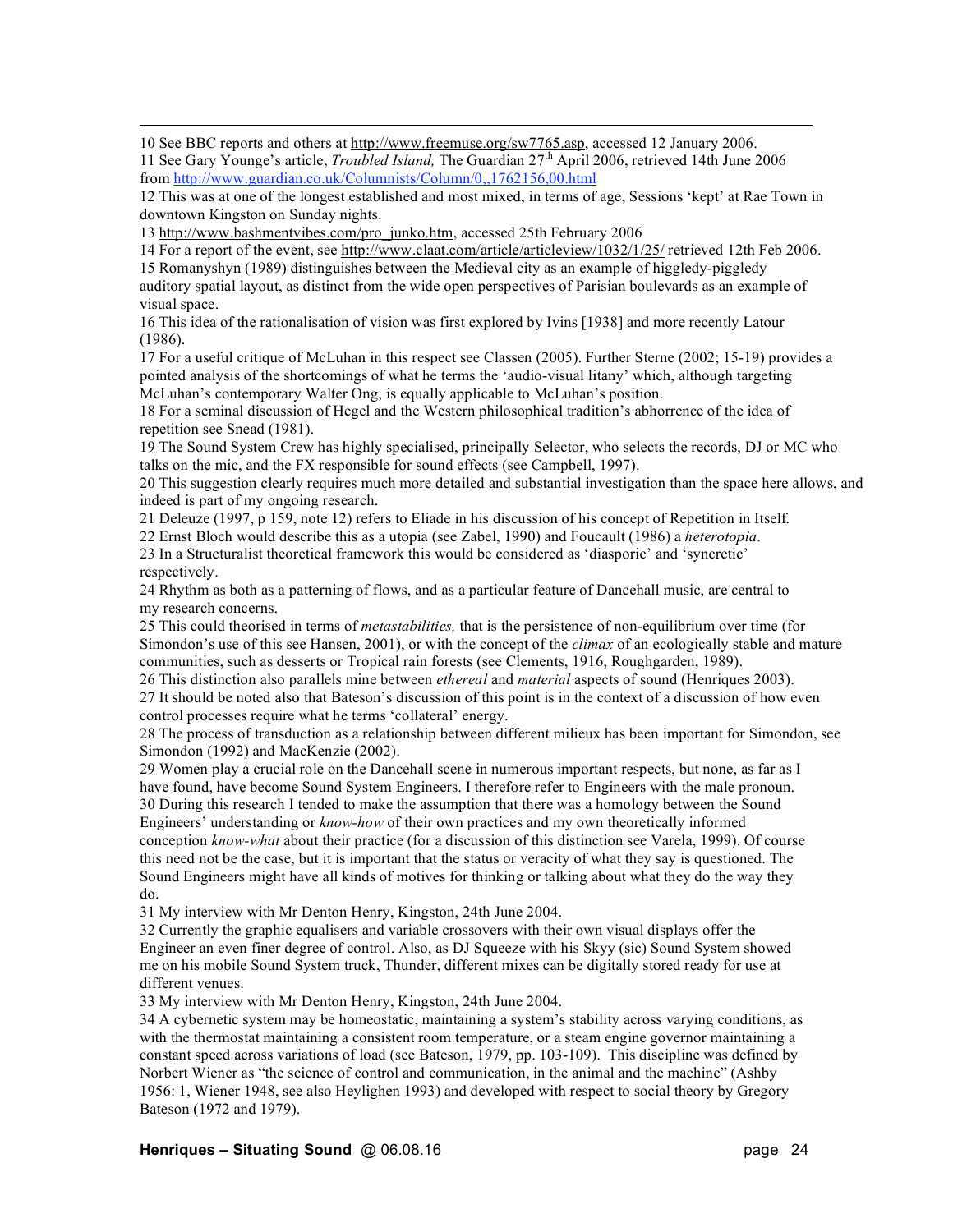10 See BBC reports and others at http://www.freemuse.org/sw7765.asp, accessed 12 January 2006.

11 See Gary Younge's article, *Troubled Island,* The Guardian 27th April 2006, retrieved 14th June 2006 from http://www.guardian.co.uk/Columnists/Column/0,,1762156,00.html

12 This was at one of the longest established and most mixed, in terms of age, Sessions 'kept' at Rae Town in downtown Kingston on Sunday nights.

13 http://www.bashmentvibes.com/pro_junko.htm, accessed 25th February 2006

14 For a report of the event, see http://www.claat.com/article/articleview/1032/1/25/ retrieved 12th Feb 2006.

15 Romanyshyn (1989) distinguishes between the Medieval city as an example of higgledy-piggledy auditory spatial layout, as distinct from the wide open perspectives of Parisian boulevards as an example of visual space.

16 This idea of the rationalisation of vision was first explored by Ivins [1938] and more recently Latour (1986).

17 For a useful critique of McLuhan in this respect see Classen (2005). Further Sterne (2002; 15-19) provides a pointed analysis of the shortcomings of what he terms the 'audio-visual litany' which, although targeting McLuhan's contemporary Walter Ong, is equally applicable to McLuhan's position.

18 For a seminal discussion of Hegel and the Western philosophical tradition's abhorrence of the idea of repetition see Snead (1981).

19 The Sound System Crew has highly specialised, principally Selector, who selects the records, DJ or MC who talks on the mic, and the FX responsible for sound effects (see Campbell, 1997).

20 This suggestion clearly requires much more detailed and substantial investigation than the space here allows, and indeed is part of my ongoing research.

21 Deleuze (1997, p 159, note 12) refers to Eliade in his discussion of his concept of Repetition in Itself.

22 Ernst Bloch would describe this as a utopia (see Zabel, 1990) and Foucault (1986) a *heterotopia*.

23 In a Structuralist theoretical framework this would be considered as 'diasporic' and 'syncretic' respectively.

24 Rhythm as both as a patterning of flows, and as a particular feature of Dancehall music, are central to my research concerns.

25 This could theorised in terms of *metastabilities,* that is the persistence of non-equilibrium over time (for Simondon's use of this see Hansen, 2001), or with the concept of the *climax* of an ecologically stable and mature communities, such as desserts or Tropical rain forests (see Clements, 1916, Roughgarden, 1989).

26 This distinction also parallels mine between *ethereal* and *material* aspects of sound (Henriques 2003).

27 It should be noted also that Bateson's discussion of this point is in the context of a discussion of how even control processes require what he terms 'collateral' energy.

28 The process of transduction as a relationship between different milieux has been important for Simondon, see Simondon (1992) and MacKenzie (2002).

29 Women play a crucial role on the Dancehall scene in numerous important respects, but none, as far as I have found, have become Sound System Engineers. I therefore refer to Engineers with the male pronoun.

30 During this research I tended to make the assumption that there was a homology between the Sound Engineers' understanding or *know-how* of their own practices and my own theoretically informed conception *know-what* about their practice (for a discussion of this distinction see Varela, 1999). Of course this need not be the case, but it is important that the status or veracity of what they say is questioned. The Sound Engineers might have all kinds of motives for thinking or talking about what they do the way they do.

31 My interview with Mr Denton Henry, Kingston, 24th June 2004.

32 Currently the graphic equalisers and variable crossovers with their own visual displays offer the Engineer an even finer degree of control. Also, as DJ Squeeze with his Skyy (sic) Sound System showed me on his mobile Sound System truck, Thunder, different mixes can be digitally stored ready for use at different venues.

33 My interview with Mr Denton Henry, Kingston, 24th June 2004.

34 A cybernetic system may be homeostatic, maintaining a system's stability across varying conditions, as with the thermostat maintaining a consistent room temperature, or a steam engine governor maintaining a constant speed across variations of load (see Bateson, 1979, pp. 103-109). This discipline was defined by Norbert Wiener as "the science of control and communication, in the animal and the machine" (Ashby 1956: 1, Wiener 1948, see also Heylighen 1993) and developed with respect to social theory by Gregory Bateson (1972 and 1979).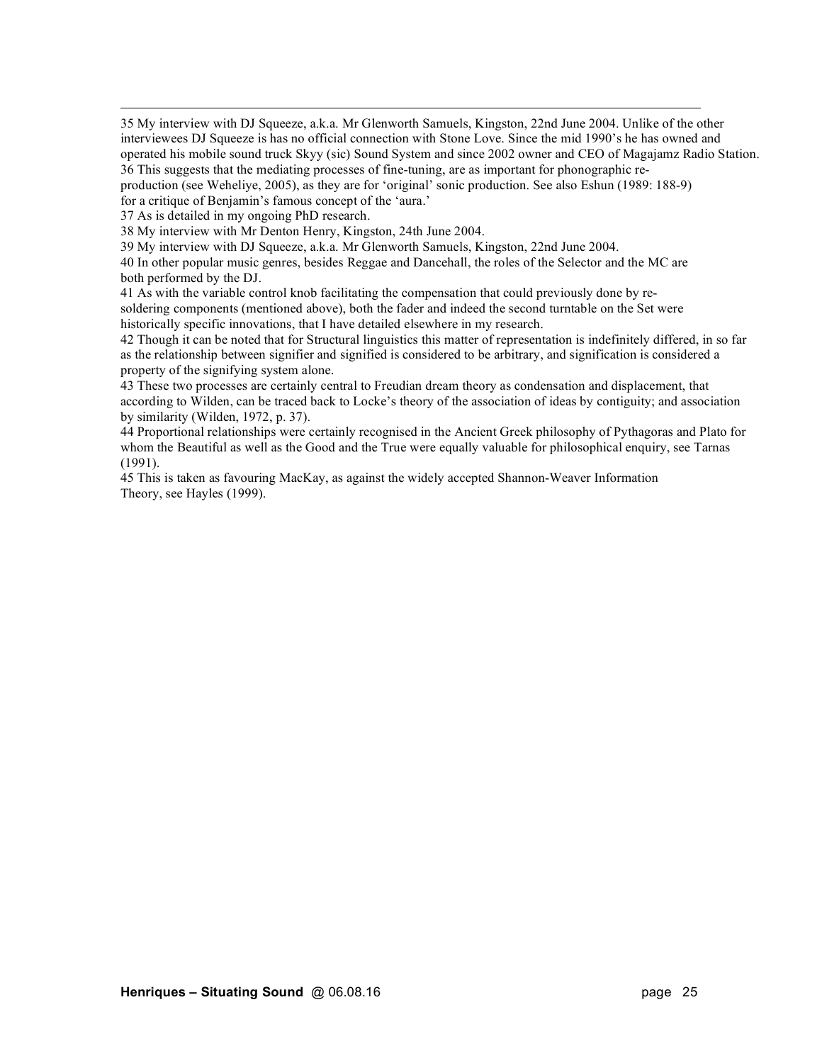35 My interview with DJ Squeeze, a.k.a. Mr Glenworth Samuels, Kingston, 22nd June 2004. Unlike of the other interviewees DJ Squeeze is has no official connection with Stone Love. Since the mid 1990's he has owned and operated his mobile sound truck Skyy (sic) Sound System and since 2002 owner and CEO of Magajamz Radio Station.

36 This suggests that the mediating processes of fine-tuning, are as important for phonographic re-production (see Weheliye, 2005), as they are for 'original' sonic production. See also Eshun (1989: 188-9) for a critique of Benjamin's famous concept of the 'aura.'

37 As is detailed in my ongoing PhD research.

38 My interview with Mr Denton Henry, Kingston, 24th June 2004.

39 My interview with DJ Squeeze, a.k.a. Mr Glenworth Samuels, Kingston, 22nd June 2004.

40 In other popular music genres, besides Reggae and Dancehall, the roles of the Selector and the MC are both performed by the DJ.

41 As with the variable control knob facilitating the compensation that could previously done by re-soldering components (mentioned above), both the fader and indeed the second turntable on the Set were historically specific innovations, that I have detailed elsewhere in my research.

42 Though it can be noted that for Structural linguistics this matter of representation is indefinitely differed, in so far as the relationship between signifier and signified is considered to be arbitrary, and signification is considered a property of the signifying system alone.

43 These two processes are certainly central to Freudian dream theory as condensation and displacement, that according to Wilden, can be traced back to Locke's theory of the association of ideas by contiguity; and association by similarity (Wilden, 1972, p. 37).

44 Proportional relationships were certainly recognised in the Ancient Greek philosophy of Pythagoras and Plato for whom the Beautiful as well as the Good and the True were equally valuable for philosophical enquiry, see Tarnas (1991).

45 This is taken as favouring MacKay, as against the widely accepted Shannon-Weaver Information Theory, see Hayles (1999).